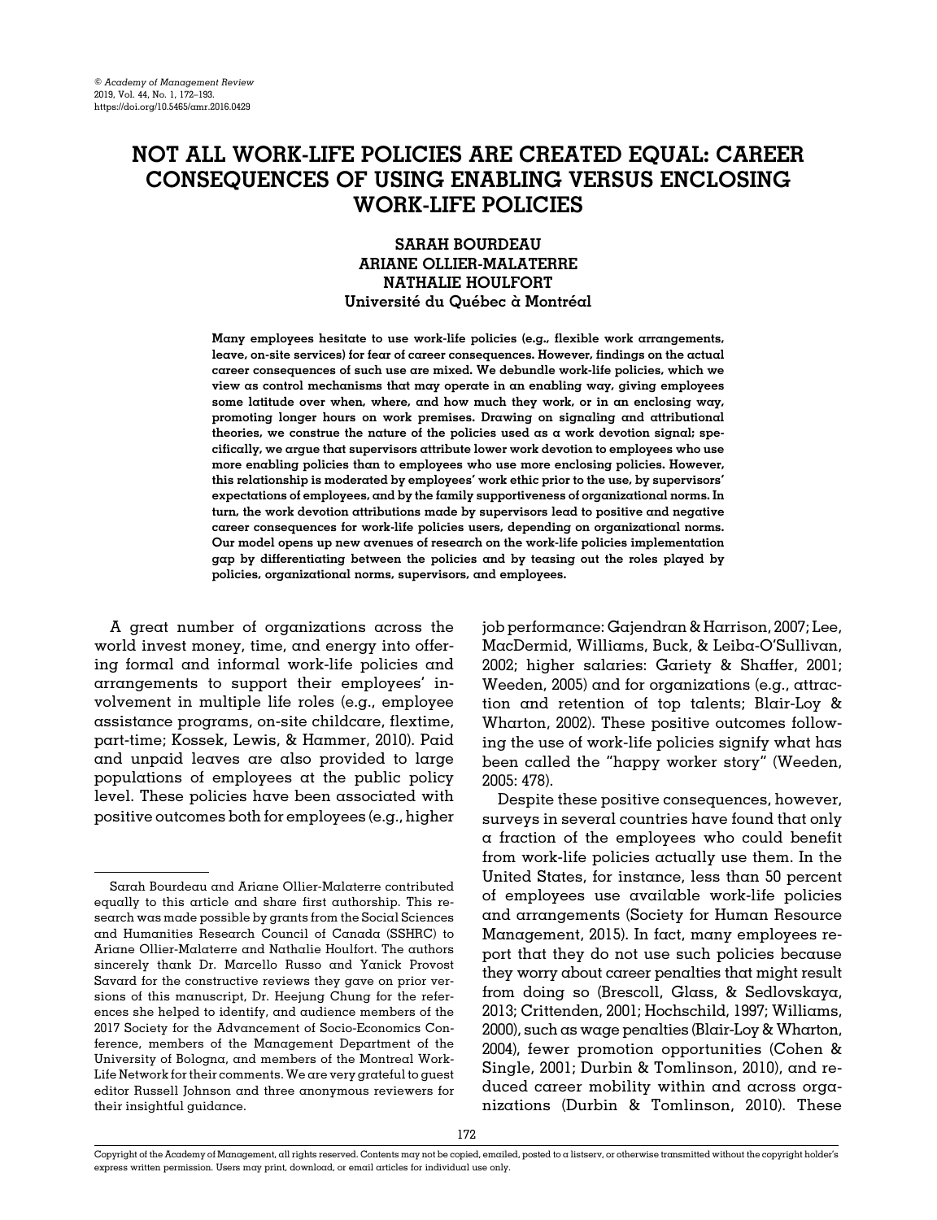# NOT ALL WORK-LIFE POLICIES ARE CREATED EQUAL: CAREER CONSEQUENCES OF USING ENABLING VERSUS ENCLOSING WORK-LIFE POLICIES

**SARAH BOURDEAU**
**ARIANE OLLIER-MALATERRE**
**NATHALIE HOULFORT**
**Université du Québec à Montréal**

**Many employees hesitate to use work-life policies (e.g., flexible work arrangements, leave, on-site services) for fear of career consequences. However, findings on the actual career consequences of such use are mixed. We debundle work-life policies, which we view as control mechanisms that may operate in an enabling way, giving employees some latitude over when, where, and how much they work, or in an enclosing way, promoting longer hours on work premises. Drawing on signaling and attributional theories, we construe the nature of the policies used as a work devotion signal; specifically, we argue that supervisors attribute lower work devotion to employees who use more enabling policies than to employees who use more enclosing policies. However, this relationship is moderated by employees' work ethic prior to the use, by supervisors' expectations of employees, and by the family supportiveness of organizational norms. In turn, the work devotion attributions made by supervisors lead to positive and negative career consequences for work-life policies users, depending on organizational norms. Our model opens up new avenues of research on the work-life policies implementation gap by differentiating between the policies and by teasing out the roles played by policies, organizational norms, supervisors, and employees.**

A great number of organizations across the world invest money, time, and energy into offering formal and informal work-life policies and arrangements to support their employees' involvement in multiple life roles (e.g., employee assistance programs, on-site childcare, flextime, part-time; Kossek, Lewis, & Hammer, 2010). Paid and unpaid leaves are also provided to large populations of employees at the public policy level. These policies have been associated with positive outcomes both for employees (e.g., higher job performance: Gajendran & Harrison, 2007; Lee, MacDermid, Williams, Buck, & Leiba-O'Sullivan, 2002; higher salaries: Gariety & Shaffer, 2001; Weeden, 2005) and for organizations (e.g., attraction and retention of top talents; Blair-Loy & Wharton, 2002). These positive outcomes following the use of work-life policies signify what has been called the "happy worker story" (Weeden, 2005: 478).

Despite these positive consequences, however, surveys in several countries have found that only a fraction of the employees who could benefit from work-life policies actually use them. In the United States, for instance, less than 50 percent of employees use available work-life policies and arrangements (Society for Human Resource Management, 2015). In fact, many employees report that they do not use such policies because they worry about career penalties that might result from doing so (Brescoll, Glass, & Sedlovskaya, 2013; Crittenden, 2001; Hochschild, 1997; Williams, 2000), such as wage penalties (Blair-Loy & Wharton, 2004), fewer promotion opportunities (Cohen & Single, 2001; Durbin & Tomlinson, 2010), and reduced career mobility within and across organizations (Durbin & Tomlinson, 2010). These

Sarah Bourdeau and Ariane Ollier-Malaterre contributed equally to this article and share first authorship. This research was made possible by grants from the Social Sciences and Humanities Research Council of Canada (SSHRC) to Ariane Ollier-Malaterre and Nathalie Houlfort. The authors sincerely thank Dr. Marcello Russo and Yanick Provost Savard for the constructive reviews they gave on prior versions of this manuscript, Dr. Heejung Chung for the references she helped to identify, and audience members of the 2017 Society for the Advancement of Socio-Economics Conference, members of the Management Department of the University of Bologna, and members of the Montreal Work-Life Network for their comments. We are very grateful to guest editor Russell Johnson and three anonymous reviewers for their insightful guidance.

Copyright of the Academy of Management, all rights reserved. Contents may not be copied, emailed, posted to a listserv, or otherwise transmitted without the copyright holder's express written permission. Users may print, download, or email articles for individual use only.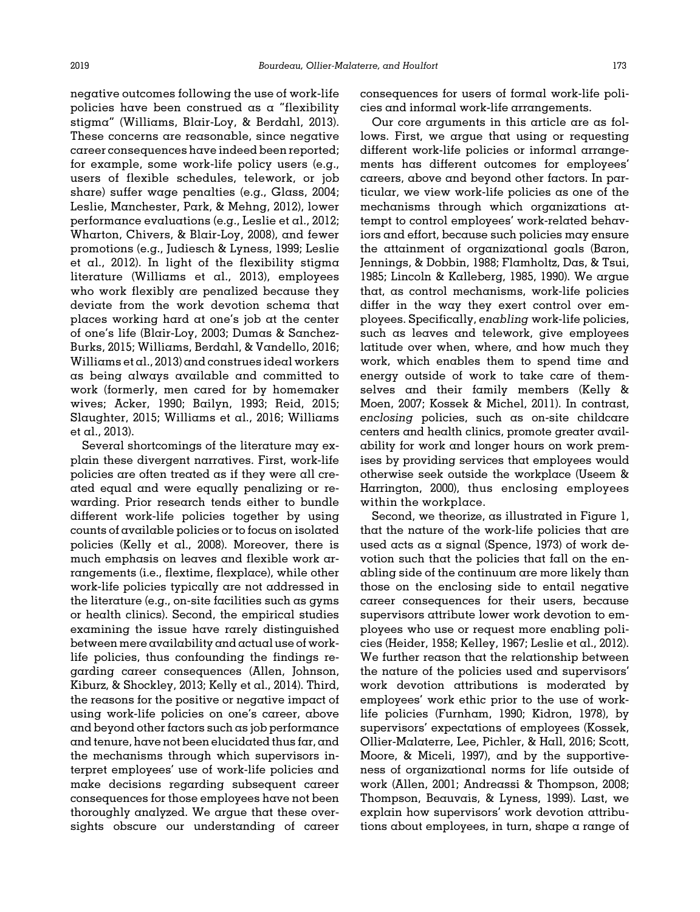negative outcomes following the use of work-life policies have been construed as a "flexibility stigma" (Williams, Blair-Loy, & Berdahl, 2013). These concerns are reasonable, since negative career consequences have indeed been reported; for example, some work-life policy users (e.g., users of flexible schedules, telework, or job share) suffer wage penalties (e.g., Glass, 2004; Leslie, Manchester, Park, & Mehng, 2012), lower performance evaluations (e.g., Leslie et al., 2012; Wharton, Chivers, & Blair-Loy, 2008), and fewer promotions (e.g., Judiesch & Lyness, 1999; Leslie et al., 2012). In light of the flexibility stigma literature (Williams et al., 2013), employees who work flexibly are penalized because they deviate from the work devotion schema that places working hard at one's job at the center of one's life (Blair-Loy, 2003; Dumas & Sanchez-Burks, 2015; Williams, Berdahl, & Vandello, 2016; Williams et al., 2013) and construes ideal workers as being always available and committed to work (formerly, men cared for by homemaker wives; Acker, 1990; Bailyn, 1993; Reid, 2015; Slaughter, 2015; Williams et al., 2016; Williams et al., 2013).

Several shortcomings of the literature may explain these divergent narratives. First, work-life policies are often treated as if they were all created equal and were equally penalizing or rewarding. Prior research tends either to bundle different work-life policies together by using counts of available policies or to focus on isolated policies (Kelly et al., 2008). Moreover, there is much emphasis on leaves and flexible work arrangements (i.e., flextime, flexplace), while other work-life policies typically are not addressed in the literature (e.g., on-site facilities such as gyms or health clinics). Second, the empirical studies examining the issue have rarely distinguished between mere availability and actual use of work-life policies, thus confounding the findings regarding career consequences (Allen, Johnson, Kiburz, & Shockley, 2013; Kelly et al., 2014). Third, the reasons for the positive or negative impact of using work-life policies on one's career, above and beyond other factors such as job performance and tenure, have not been elucidated thus far, and the mechanisms through which supervisors interpret employees' use of work-life policies and make decisions regarding subsequent career consequences for those employees have not been thoroughly analyzed. We argue that these oversights obscure our understanding of career consequences for users of formal work-life policies and informal work-life arrangements.

Our core arguments in this article are as follows. First, we argue that using or requesting different work-life policies or informal arrangements has different outcomes for employees' careers, above and beyond other factors. In particular, we view work-life policies as one of the mechanisms through which organizations attempt to control employees' work-related behaviors and effort, because such policies may ensure the attainment of organizational goals (Baron, Jennings, & Dobbin, 1988; Flamholtz, Das, & Tsui, 1985; Lincoln & Kalleberg, 1985, 1990). We argue that, as control mechanisms, work-life policies differ in the way they exert control over employees. Specifically, *enabling* work-life policies, such as leaves and telework, give employees latitude over when, where, and how much they work, which enables them to spend time and energy outside of work to take care of themselves and their family members (Kelly & Moen, 2007; Kossek & Michel, 2011). In contrast, *enclosing* policies, such as on-site childcare centers and health clinics, promote greater availability for work and longer hours on work premises by providing services that employees would otherwise seek outside the workplace (Useem & Harrington, 2000), thus enclosing employees within the workplace.

Second, we theorize, as illustrated in Figure 1, that the nature of the work-life policies that are used acts as a signal (Spence, 1973) of work devotion such that the policies that fall on the enabling side of the continuum are more likely than those on the enclosing side to entail negative career consequences for their users, because supervisors attribute lower work devotion to employees who use or request more enabling policies (Heider, 1958; Kelley, 1967; Leslie et al., 2012). We further reason that the relationship between the nature of the policies used and supervisors' work devotion attributions is moderated by employees' work ethic prior to the use of work-life policies (Furnham, 1990; Kidron, 1978), by supervisors' expectations of employees (Kossek, Ollier-Malaterre, Lee, Pichler, & Hall, 2016; Scott, Moore, & Miceli, 1997), and by the supportiveness of organizational norms for life outside of work (Allen, 2001; Andreassi & Thompson, 2008; Thompson, Beauvais, & Lyness, 1999). Last, we explain how supervisors' work devotion attributions about employees, in turn, shape a range of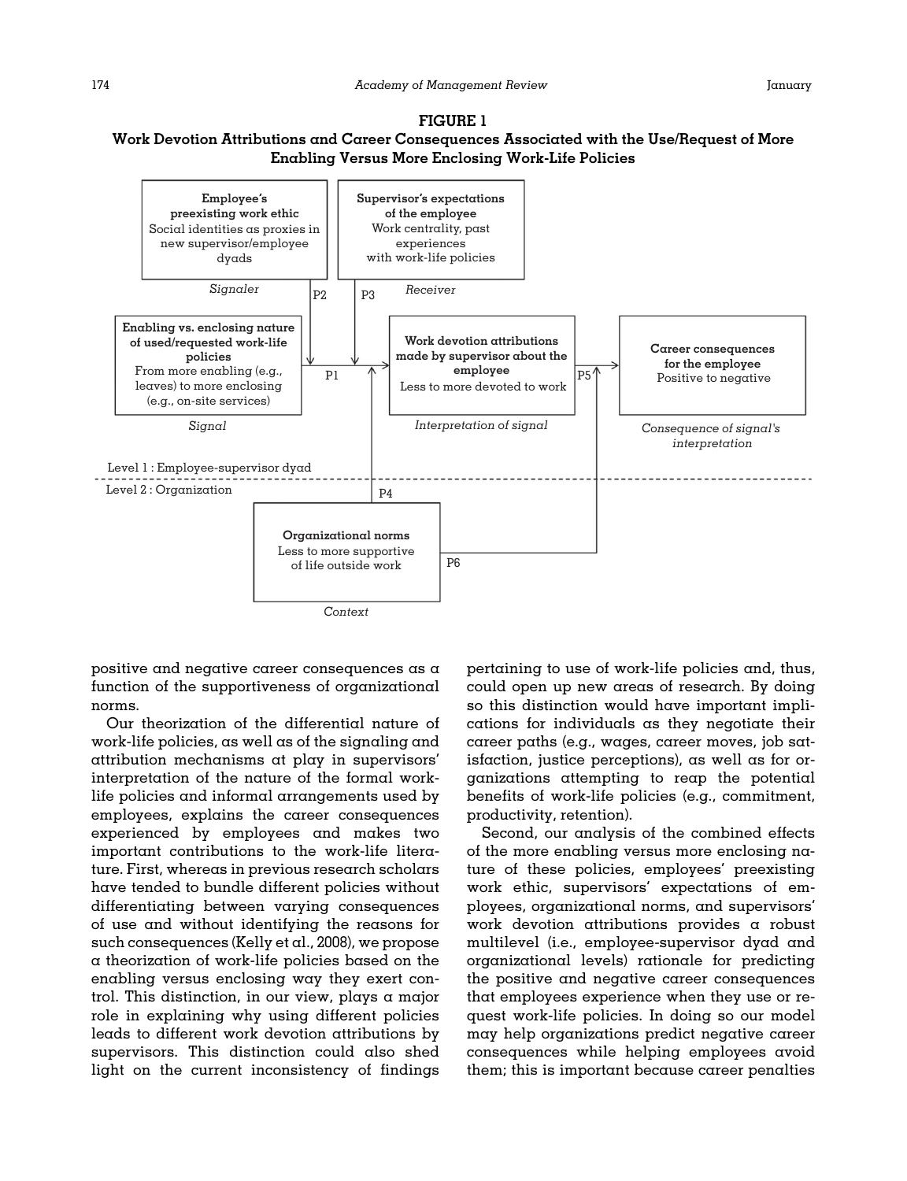**FIGURE 1**

**Work Devotion Attributions and Career Consequences Associated with the Use/Request of More Enabling Versus More Enclosing Work-Life Policies**

**Employee's preexisting work ethic**
Social identities as proxies in new supervisor/employee dyads
*Signaler*

**Supervisor's expectations of the employee**
Work centrality, past experiences with work-life policies
*Receiver*

**Enabling vs. enclosing nature of used/requested work-life policies**
From more enabling (e.g., leaves) to more enclosing (e.g., on-site services)
*Signal*

**Work devotion attributions made by supervisor about the employee**
Less to more devoted to work
*Interpretation of signal*

**Career consequences for the employee**
Positive to negative
*Consequence of signal's interpretation*

Level 1 : Employee-supervisor dyad

Level 2 : Organization

**Organizational norms**
Less to more supportive of life outside work
*Context*

P1, P2, P3, P4, P5, P6

positive and negative career consequences as a function of the supportiveness of organizational norms.

Our theorization of the differential nature of work-life policies, as well as of the signaling and attribution mechanisms at play in supervisors' interpretation of the nature of the formal work-life policies and informal arrangements used by employees, explains the career consequences experienced by employees and makes two important contributions to the work-life literature. First, whereas in previous research scholars have tended to bundle different policies without differentiating between varying consequences of use and without identifying the reasons for such consequences (Kelly et al., 2008), we propose a theorization of work-life policies based on the enabling versus enclosing way they exert control. This distinction, in our view, plays a major role in explaining why using different policies leads to different work devotion attributions by supervisors. This distinction could also shed light on the current inconsistency of findings pertaining to use of work-life policies and, thus, could open up new areas of research. By doing so this distinction would have important implications for individuals as they negotiate their career paths (e.g., wages, career moves, job satisfaction, justice perceptions), as well as for organizations attempting to reap the potential benefits of work-life policies (e.g., commitment, productivity, retention).

Second, our analysis of the combined effects of the more enabling versus more enclosing nature of these policies, employees' preexisting work ethic, supervisors' expectations of employees, organizational norms, and supervisors' work devotion attributions provides a robust multilevel (i.e., employee-supervisor dyad and organizational levels) rationale for predicting the positive and negative career consequences that employees experience when they use or request work-life policies. In doing so our model may help organizations predict negative career consequences while helping employees avoid them; this is important because career penalties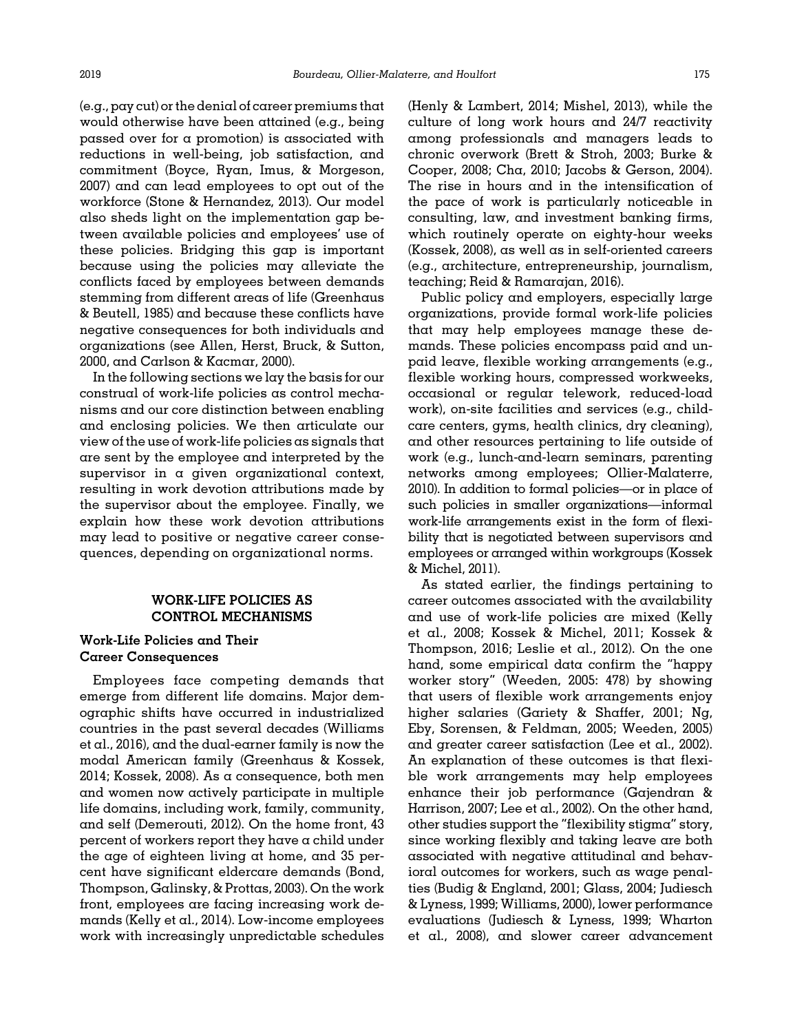(e.g., pay cut) or the denial of career premiums that would otherwise have been attained (e.g., being passed over for a promotion) is associated with reductions in well-being, job satisfaction, and commitment (Boyce, Ryan, Imus, & Morgeson, 2007) and can lead employees to opt out of the workforce (Stone & Hernandez, 2013). Our model also sheds light on the implementation gap between available policies and employees' use of these policies. Bridging this gap is important because using the policies may alleviate the conflicts faced by employees between demands stemming from different areas of life (Greenhaus & Beutell, 1985) and because these conflicts have negative consequences for both individuals and organizations (see Allen, Herst, Bruck, & Sutton, 2000, and Carlson & Kacmar, 2000).

In the following sections we lay the basis for our construal of work-life policies as control mechanisms and our core distinction between enabling and enclosing policies. We then articulate our view of the use of work-life policies as signals that are sent by the employee and interpreted by the supervisor in a given organizational context, resulting in work devotion attributions made by the supervisor about the employee. Finally, we explain how these work devotion attributions may lead to positive or negative career consequences, depending on organizational norms.

## WORK-LIFE POLICIES AS CONTROL MECHANISMS

### Work-Life Policies and Their Career Consequences

Employees face competing demands that emerge from different life domains. Major demographic shifts have occurred in industrialized countries in the past several decades (Williams et al., 2016), and the dual-earner family is now the modal American family (Greenhaus & Kossek, 2014; Kossek, 2008). As a consequence, both men and women now actively participate in multiple life domains, including work, family, community, and self (Demerouti, 2012). On the home front, 43 percent of workers report they have a child under the age of eighteen living at home, and 35 percent have significant eldercare demands (Bond, Thompson, Galinsky, & Prottas, 2003). On the work front, employees are facing increasing work demands (Kelly et al., 2014). Low-income employees work with increasingly unpredictable schedules (Henly & Lambert, 2014; Mishel, 2013), while the culture of long work hours and 24/7 reactivity among professionals and managers leads to chronic overwork (Brett & Stroh, 2003; Burke & Cooper, 2008; Cha, 2010; Jacobs & Gerson, 2004). The rise in hours and in the intensification of the pace of work is particularly noticeable in consulting, law, and investment banking firms, which routinely operate on eighty-hour weeks (Kossek, 2008), as well as in self-oriented careers (e.g., architecture, entrepreneurship, journalism, teaching; Reid & Ramarajan, 2016).

Public policy and employers, especially large organizations, provide formal work-life policies that may help employees manage these demands. These policies encompass paid and unpaid leave, flexible working arrangements (e.g., flexible working hours, compressed workweeks, occasional or regular telework, reduced-load work), on-site facilities and services (e.g., childcare centers, gyms, health clinics, dry cleaning), and other resources pertaining to life outside of work (e.g., lunch-and-learn seminars, parenting networks among employees; Ollier-Malaterre, 2010). In addition to formal policies—or in place of such policies in smaller organizations—informal work-life arrangements exist in the form of flexibility that is negotiated between supervisors and employees or arranged within workgroups (Kossek & Michel, 2011).

As stated earlier, the findings pertaining to career outcomes associated with the availability and use of work-life policies are mixed (Kelly et al., 2008; Kossek & Michel, 2011; Kossek & Thompson, 2016; Leslie et al., 2012). On the one hand, some empirical data confirm the "happy worker story" (Weeden, 2005: 478) by showing that users of flexible work arrangements enjoy higher salaries (Gariety & Shaffer, 2001; Ng, Eby, Sorensen, & Feldman, 2005; Weeden, 2005) and greater career satisfaction (Lee et al., 2002). An explanation of these outcomes is that flexible work arrangements may help employees enhance their job performance (Gajendran & Harrison, 2007; Lee et al., 2002). On the other hand, other studies support the "flexibility stigma" story, since working flexibly and taking leave are both associated with negative attitudinal and behavioral outcomes for workers, such as wage penalties (Budig & England, 2001; Glass, 2004; Judiesch & Lyness, 1999; Williams, 2000), lower performance evaluations (Judiesch & Lyness, 1999; Wharton et al., 2008), and slower career advancement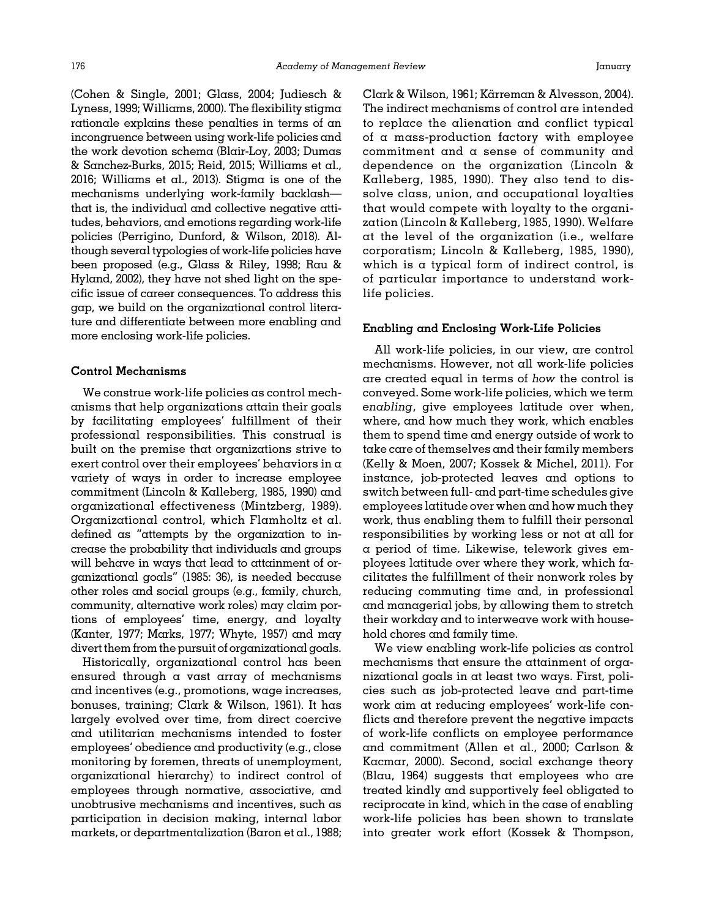(Cohen & Single, 2001; Glass, 2004; Judiesch & Lyness, 1999; Williams, 2000). The flexibility stigma rationale explains these penalties in terms of an incongruence between using work-life policies and the work devotion schema (Blair-Loy, 2003; Dumas & Sanchez-Burks, 2015; Reid, 2015; Williams et al., 2016; Williams et al., 2013). Stigma is one of the mechanisms underlying work-family backlash—that is, the individual and collective negative attitudes, behaviors, and emotions regarding work-life policies (Perrigino, Dunford, & Wilson, 2018). Although several typologies of work-life policies have been proposed (e.g., Glass & Riley, 1998; Rau & Hyland, 2002), they have not shed light on the specific issue of career consequences. To address this gap, we build on the organizational control literature and differentiate between more enabling and more enclosing work-life policies.

### Control Mechanisms

We construe work-life policies as control mechanisms that help organizations attain their goals by facilitating employees' fulfillment of their professional responsibilities. This construal is built on the premise that organizations strive to exert control over their employees' behaviors in a variety of ways in order to increase employee commitment (Lincoln & Kalleberg, 1985, 1990) and organizational effectiveness (Mintzberg, 1989). Organizational control, which Flamholtz et al. defined as "attempts by the organization to increase the probability that individuals and groups will behave in ways that lead to attainment of organizational goals" (1985: 36), is needed because other roles and social groups (e.g., family, church, community, alternative work roles) may claim portions of employees' time, energy, and loyalty (Kanter, 1977; Marks, 1977; Whyte, 1957) and may divert them from the pursuit of organizational goals.

Historically, organizational control has been ensured through a vast array of mechanisms and incentives (e.g., promotions, wage increases, bonuses, training; Clark & Wilson, 1961). It has largely evolved over time, from direct coercive and utilitarian mechanisms intended to foster employees' obedience and productivity (e.g., close monitoring by foremen, threats of unemployment, organizational hierarchy) to indirect control of employees through normative, associative, and unobtrusive mechanisms and incentives, such as participation in decision making, internal labor markets, or departmentalization (Baron et al., 1988; Clark & Wilson, 1961; Kärreman & Alvesson, 2004). The indirect mechanisms of control are intended to replace the alienation and conflict typical of a mass-production factory with employee commitment and a sense of community and dependence on the organization (Lincoln & Kalleberg, 1985, 1990). They also tend to dissolve class, union, and occupational loyalties that would compete with loyalty to the organization (Lincoln & Kalleberg, 1985, 1990). Welfare at the level of the organization (i.e., welfare corporatism; Lincoln & Kalleberg, 1985, 1990), which is a typical form of indirect control, is of particular importance to understand work-life policies.

### Enabling and Enclosing Work-Life Policies

All work-life policies, in our view, are control mechanisms. However, not all work-life policies are created equal in terms of *how* the control is conveyed. Some work-life policies, which we term *enabling*, give employees latitude over when, where, and how much they work, which enables them to spend time and energy outside of work to take care of themselves and their family members (Kelly & Moen, 2007; Kossek & Michel, 2011). For instance, job-protected leaves and options to switch between full- and part-time schedules give employees latitude over when and how much they work, thus enabling them to fulfill their personal responsibilities by working less or not at all for a period of time. Likewise, telework gives employees latitude over where they work, which facilitates the fulfillment of their nonwork roles by reducing commuting time and, in professional and managerial jobs, by allowing them to stretch their workday and to interweave work with household chores and family time.

We view enabling work-life policies as control mechanisms that ensure the attainment of organizational goals in at least two ways. First, policies such as job-protected leave and part-time work aim at reducing employees' work-life conflicts and therefore prevent the negative impacts of work-life conflicts on employee performance and commitment (Allen et al., 2000; Carlson & Kacmar, 2000). Second, social exchange theory (Blau, 1964) suggests that employees who are treated kindly and supportively feel obligated to reciprocate in kind, which in the case of enabling work-life policies has been shown to translate into greater work effort (Kossek & Thompson,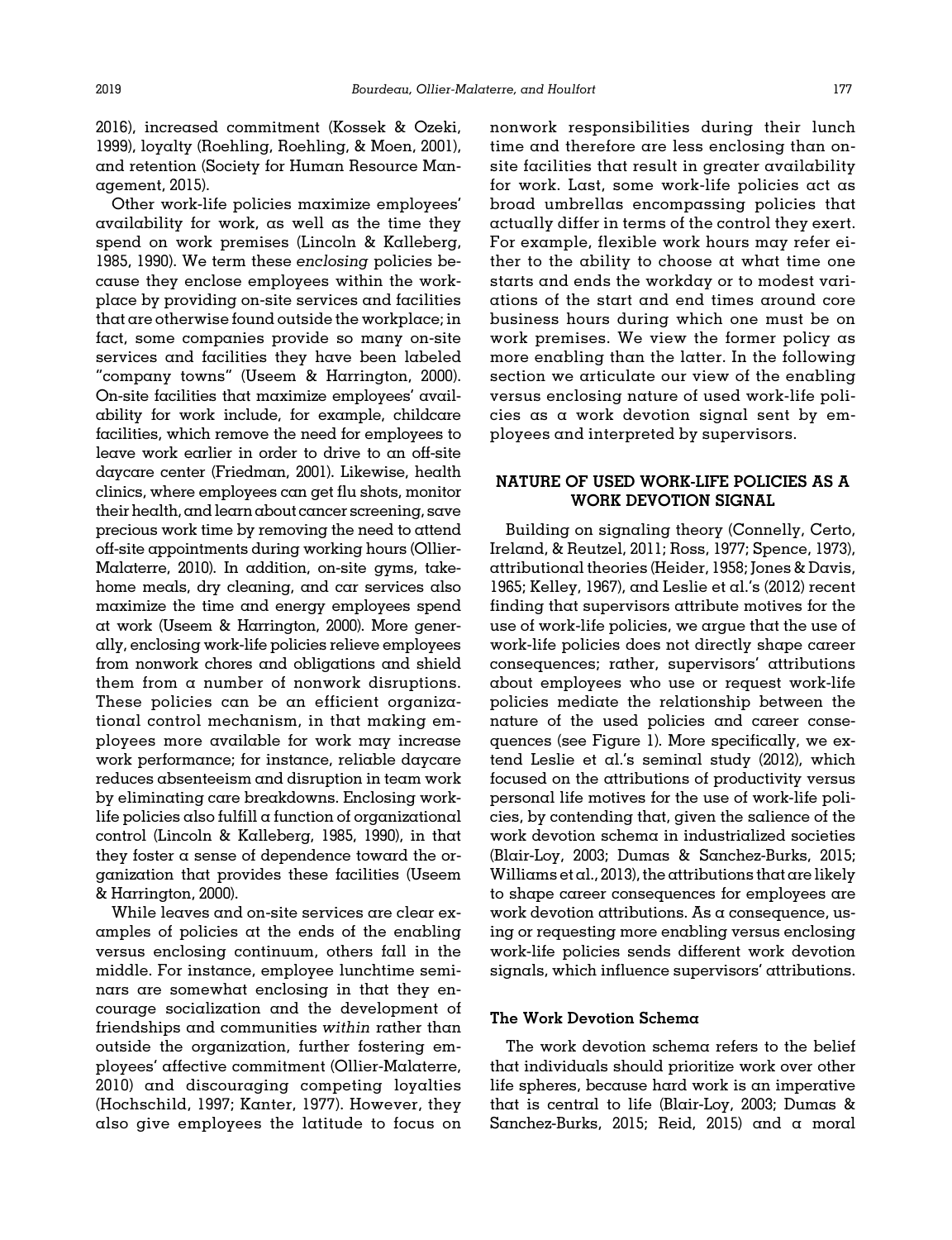2016), increased commitment (Kossek & Ozeki, 1999), loyalty (Roehling, Roehling, & Moen, 2001), and retention (Society for Human Resource Management, 2015).

Other work-life policies maximize employees' availability for work, as well as the time they spend on work premises (Lincoln & Kalleberg, 1985, 1990). We term these *enclosing* policies because they enclose employees within the workplace by providing on-site services and facilities that are otherwise found outside the workplace; in fact, some companies provide so many on-site services and facilities they have been labeled "company towns" (Useem & Harrington, 2000). On-site facilities that maximize employees' availability for work include, for example, childcare facilities, which remove the need for employees to leave work earlier in order to drive to an off-site daycare center (Friedman, 2001). Likewise, health clinics, where employees can get flu shots, monitor their health, and learn about cancer screening, save precious work time by removing the need to attend off-site appointments during working hours (Ollier-Malaterre, 2010). In addition, on-site gyms, take-home meals, dry cleaning, and car services also maximize the time and energy employees spend at work (Useem & Harrington, 2000). More generally, enclosing work-life policies relieve employees from nonwork chores and obligations and shield them from a number of nonwork disruptions. These policies can be an efficient organizational control mechanism, in that making employees more available for work may increase work performance; for instance, reliable daycare reduces absenteeism and disruption in team work by eliminating care breakdowns. Enclosing work-life policies also fulfill a function of organizational control (Lincoln & Kalleberg, 1985, 1990), in that they foster a sense of dependence toward the organization that provides these facilities (Useem & Harrington, 2000).

While leaves and on-site services are clear examples of policies at the ends of the enabling versus enclosing continuum, others fall in the middle. For instance, employee lunchtime seminars are somewhat enclosing in that they encourage socialization and the development of friendships and communities *within* rather than outside the organization, further fostering employees' affective commitment (Ollier-Malaterre, 2010) and discouraging competing loyalties (Hochschild, 1997; Kanter, 1977). However, they also give employees the latitude to focus on nonwork responsibilities during their lunch time and therefore are less enclosing than on-site facilities that result in greater availability for work. Last, some work-life policies act as broad umbrellas encompassing policies that actually differ in terms of the control they exert. For example, flexible work hours may refer either to the ability to choose at what time one starts and ends the workday or to modest variations of the start and end times around core business hours during which one must be on work premises. We view the former policy as more enabling than the latter. In the following section we articulate our view of the enabling versus enclosing nature of used work-life policies as a work devotion signal sent by employees and interpreted by supervisors.

## NATURE OF USED WORK-LIFE POLICIES AS A WORK DEVOTION SIGNAL

Building on signaling theory (Connelly, Certo, Ireland, & Reutzel, 2011; Ross, 1977; Spence, 1973), attributional theories (Heider, 1958; Jones & Davis, 1965; Kelley, 1967), and Leslie et al.'s (2012) recent finding that supervisors attribute motives for the use of work-life policies, we argue that the use of work-life policies does not directly shape career consequences; rather, supervisors' attributions about employees who use or request work-life policies mediate the relationship between the nature of the used policies and career consequences (see Figure 1). More specifically, we extend Leslie et al.'s seminal study (2012), which focused on the attributions of productivity versus personal life motives for the use of work-life policies, by contending that, given the salience of the work devotion schema in industrialized societies (Blair-Loy, 2003; Dumas & Sanchez-Burks, 2015; Williams et al., 2013), the attributions that are likely to shape career consequences for employees are work devotion attributions. As a consequence, using or requesting more enabling versus enclosing work-life policies sends different work devotion signals, which influence supervisors' attributions.

### The Work Devotion Schema

The work devotion schema refers to the belief that individuals should prioritize work over other life spheres, because hard work is an imperative that is central to life (Blair-Loy, 2003; Dumas & Sanchez-Burks, 2015; Reid, 2015) and a moral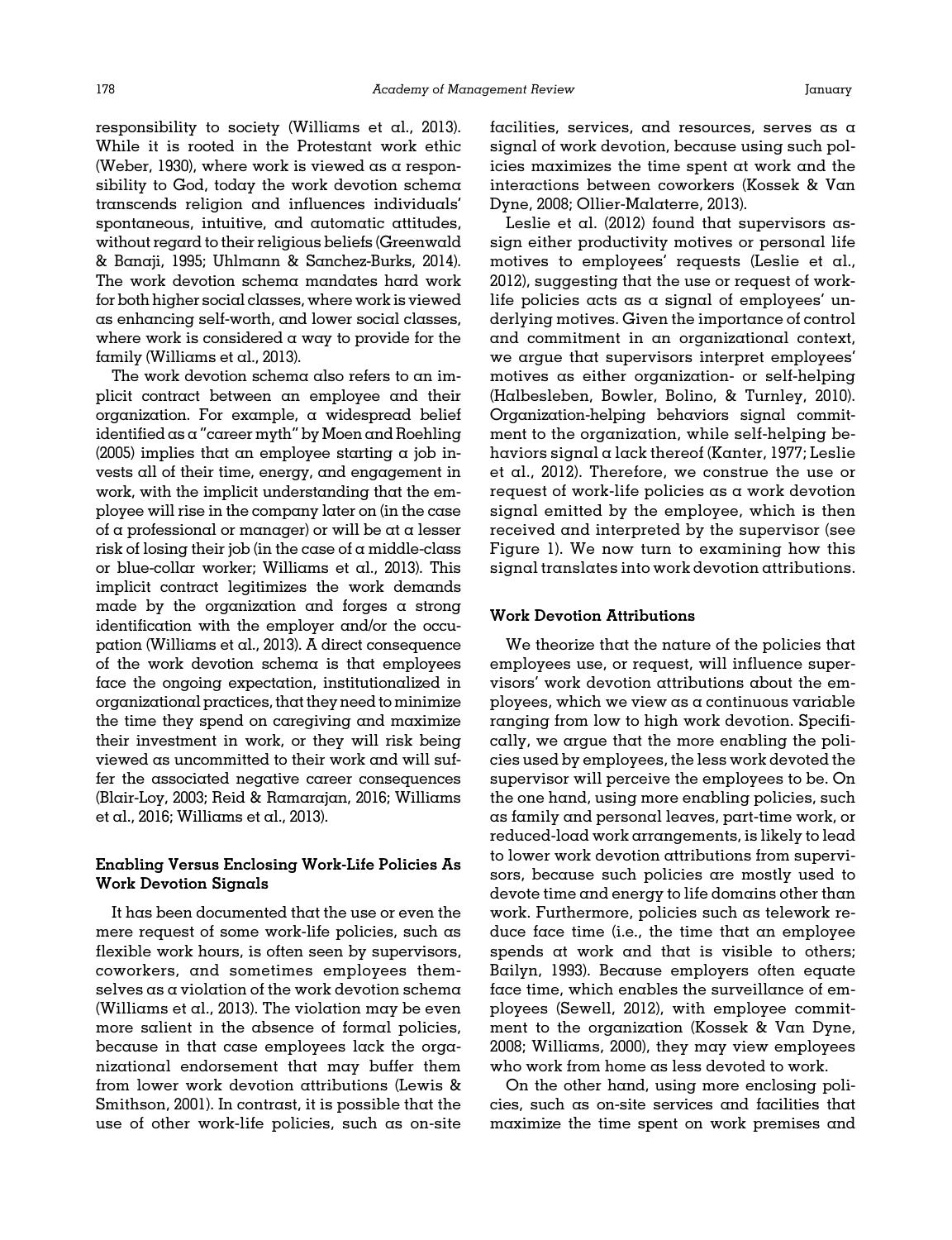responsibility to society (Williams et al., 2013). While it is rooted in the Protestant work ethic (Weber, 1930), where work is viewed as a responsibility to God, today the work devotion schema transcends religion and influences individuals' spontaneous, intuitive, and automatic attitudes, without regard to their religious beliefs (Greenwald & Banaji, 1995; Uhlmann & Sanchez-Burks, 2014). The work devotion schema mandates hard work for both higher social classes, where work is viewed as enhancing self-worth, and lower social classes, where work is considered a way to provide for the family (Williams et al., 2013).

The work devotion schema also refers to an implicit contract between an employee and their organization. For example, a widespread belief identified as a "career myth" by Moen and Roehling (2005) implies that an employee starting a job invests all of their time, energy, and engagement in work, with the implicit understanding that the employee will rise in the company later on (in the case of a professional or manager) or will be at a lesser risk of losing their job (in the case of a middle-class or blue-collar worker; Williams et al., 2013). This implicit contract legitimizes the work demands made by the organization and forges a strong identification with the employer and/or the occupation (Williams et al., 2013). A direct consequence of the work devotion schema is that employees face the ongoing expectation, institutionalized in organizational practices, that they need to minimize the time they spend on caregiving and maximize their investment in work, or they will risk being viewed as uncommitted to their work and will suffer the associated negative career consequences (Blair-Loy, 2003; Reid & Ramarajan, 2016; Williams et al., 2016; Williams et al., 2013).

### Enabling Versus Enclosing Work-Life Policies As Work Devotion Signals

It has been documented that the use or even the mere request of some work-life policies, such as flexible work hours, is often seen by supervisors, coworkers, and sometimes employees themselves as a violation of the work devotion schema (Williams et al., 2013). The violation may be even more salient in the absence of formal policies, because in that case employees lack the organizational endorsement that may buffer them from lower work devotion attributions (Lewis & Smithson, 2001). In contrast, it is possible that the use of other work-life policies, such as on-site facilities, services, and resources, serves as a signal of work devotion, because using such policies maximizes the time spent at work and the interactions between coworkers (Kossek & Van Dyne, 2008; Ollier-Malaterre, 2013).

Leslie et al. (2012) found that supervisors assign either productivity motives or personal life motives to employees' requests (Leslie et al., 2012), suggesting that the use or request of work-life policies acts as a signal of employees' underlying motives. Given the importance of control and commitment in an organizational context, we argue that supervisors interpret employees' motives as either organization- or self-helping (Halbesleben, Bowler, Bolino, & Turnley, 2010). Organization-helping behaviors signal commitment to the organization, while self-helping behaviors signal a lack thereof (Kanter, 1977; Leslie et al., 2012). Therefore, we construe the use or request of work-life policies as a work devotion signal emitted by the employee, which is then received and interpreted by the supervisor (see Figure 1). We now turn to examining how this signal translates into work devotion attributions.

### Work Devotion Attributions

We theorize that the nature of the policies that employees use, or request, will influence supervisors' work devotion attributions about the employees, which we view as a continuous variable ranging from low to high work devotion. Specifically, we argue that the more enabling the policies used by employees, the less work devoted the supervisor will perceive the employees to be. On the one hand, using more enabling policies, such as family and personal leaves, part-time work, or reduced-load work arrangements, is likely to lead to lower work devotion attributions from supervisors, because such policies are mostly used to devote time and energy to life domains other than work. Furthermore, policies such as telework reduce face time (i.e., the time that an employee spends at work and that is visible to others; Bailyn, 1993). Because employers often equate face time, which enables the surveillance of employees (Sewell, 2012), with employee commitment to the organization (Kossek & Van Dyne, 2008; Williams, 2000), they may view employees who work from home as less devoted to work.

On the other hand, using more enclosing policies, such as on-site services and facilities that maximize the time spent on work premises and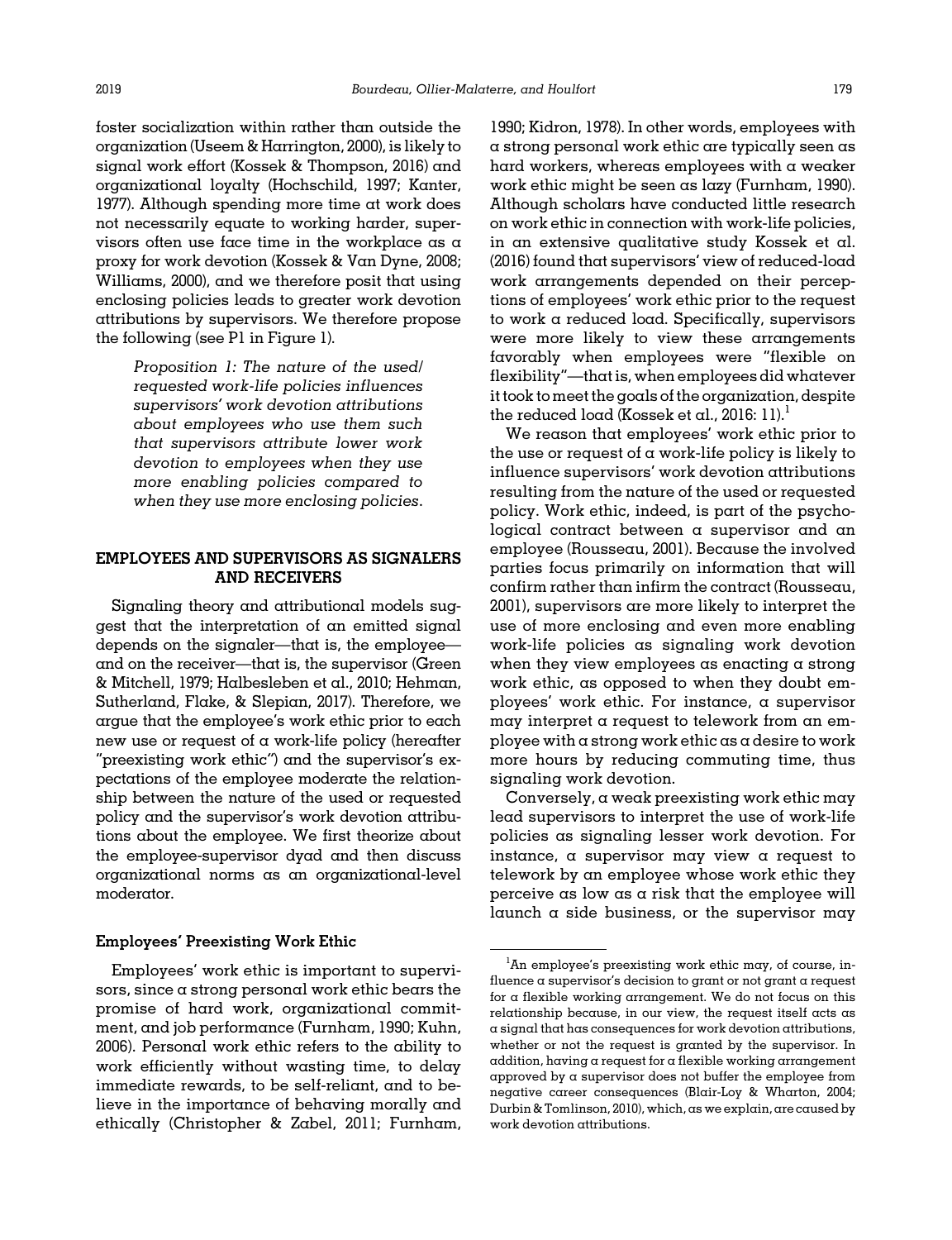foster socialization within rather than outside the organization (Useem & Harrington, 2000), is likely to signal work effort (Kossek & Thompson, 2016) and organizational loyalty (Hochschild, 1997; Kanter, 1977). Although spending more time at work does not necessarily equate to working harder, supervisors often use face time in the workplace as a proxy for work devotion (Kossek & Van Dyne, 2008; Williams, 2000), and we therefore posit that using enclosing policies leads to greater work devotion attributions by supervisors. We therefore propose the following (see P1 in Figure 1).

> *Proposition 1: The nature of the used/requested work-life policies influences supervisors' work devotion attributions about employees who use them such that supervisors attribute lower work devotion to employees when they use more enabling policies compared to when they use more enclosing policies.*

## EMPLOYEES AND SUPERVISORS AS SIGNALERS AND RECEIVERS

Signaling theory and attributional models suggest that the interpretation of an emitted signal depends on the signaler—that is, the employee—and on the receiver—that is, the supervisor (Green & Mitchell, 1979; Halbesleben et al., 2010; Hehman, Sutherland, Flake, & Slepian, 2017). Therefore, we argue that the employee's work ethic prior to each new use or request of a work-life policy (hereafter "preexisting work ethic") and the supervisor's expectations of the employee moderate the relationship between the nature of the used or requested policy and the supervisor's work devotion attributions about the employee. We first theorize about the employee-supervisor dyad and then discuss organizational norms as an organizational-level moderator.

### Employees' Preexisting Work Ethic

Employees' work ethic is important to supervisors, since a strong personal work ethic bears the promise of hard work, organizational commitment, and job performance (Furnham, 1990; Kuhn, 2006). Personal work ethic refers to the ability to work efficiently without wasting time, to delay immediate rewards, to be self-reliant, and to believe in the importance of behaving morally and ethically (Christopher & Zabel, 2011; Furnham, 1990; Kidron, 1978). In other words, employees with a strong personal work ethic are typically seen as hard workers, whereas employees with a weaker work ethic might be seen as lazy (Furnham, 1990). Although scholars have conducted little research on work ethic in connection with work-life policies, in an extensive qualitative study Kossek et al. (2016) found that supervisors' view of reduced-load work arrangements depended on their perceptions of employees' work ethic prior to the request to work a reduced load. Specifically, supervisors were more likely to view these arrangements favorably when employees were "flexible on flexibility"—that is, when employees did whatever it took to meet the goals of the organization, despite the reduced load (Kossek et al., 2016: 11).[1]

We reason that employees' work ethic prior to the use or request of a work-life policy is likely to influence supervisors' work devotion attributions resulting from the nature of the used or requested policy. Work ethic, indeed, is part of the psychological contract between a supervisor and an employee (Rousseau, 2001). Because the involved parties focus primarily on information that will confirm rather than infirm the contract (Rousseau, 2001), supervisors are more likely to interpret the use of more enclosing and even more enabling work-life policies as signaling work devotion when they view employees as enacting a strong work ethic, as opposed to when they doubt employees' work ethic. For instance, a supervisor may interpret a request to telework from an employee with a strong work ethic as a desire to work more hours by reducing commuting time, thus signaling work devotion.

Conversely, a weak preexisting work ethic may lead supervisors to interpret the use of work-life policies as signaling lesser work devotion. For instance, a supervisor may view a request to telework by an employee whose work ethic they perceive as low as a risk that the employee will launch a side business, or the supervisor may

---

[1] An employee's preexisting work ethic may, of course, influence a supervisor's decision to grant or not grant a request for a flexible working arrangement. We do not focus on this relationship because, in our view, the request itself acts as a signal that has consequences for work devotion attributions, whether or not the request is granted by the supervisor. In addition, having a request for a flexible working arrangement approved by a supervisor does not buffer the employee from negative career consequences (Blair-Loy & Wharton, 2004; Durbin & Tomlinson, 2010), which, as we explain, are caused by work devotion attributions.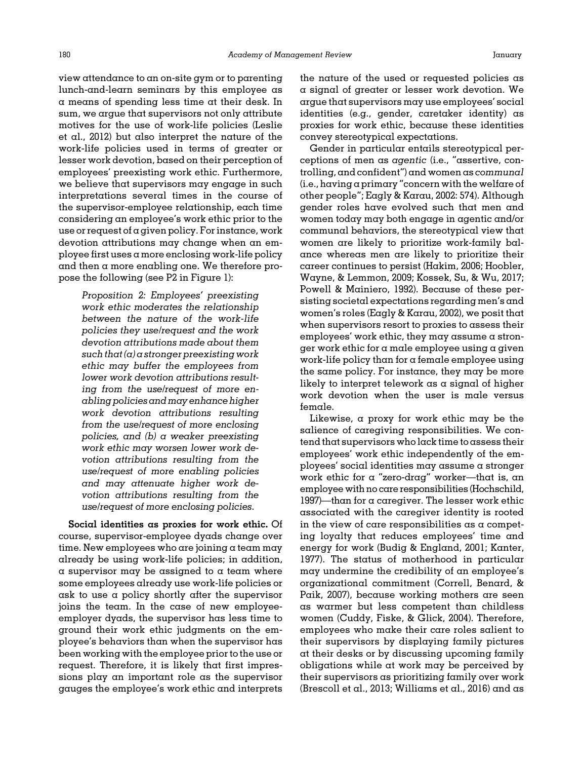view attendance to an on-site gym or to parenting lunch-and-learn seminars by this employee as a means of spending less time at their desk. In sum, we argue that supervisors not only attribute motives for the use of work-life policies (Leslie et al., 2012) but also interpret the nature of the work-life policies used in terms of greater or lesser work devotion, based on their perception of employees' preexisting work ethic. Furthermore, we believe that supervisors may engage in such interpretations several times in the course of the supervisor-employee relationship, each time considering an employee's work ethic prior to the use or request of a given policy. For instance, work devotion attributions may change when an employee first uses a more enclosing work-life policy and then a more enabling one. We therefore propose the following (see P2 in Figure 1):

> *Proposition 2: Employees' preexisting work ethic moderates the relationship between the nature of the work-life policies they use/request and the work devotion attributions made about them such that (a) a stronger preexisting work ethic may buffer the employees from lower work devotion attributions resulting from the use/request of more enabling policies and may enhance higher work devotion attributions resulting from the use/request of more enclosing policies, and (b) a weaker preexisting work ethic may worsen lower work devotion attributions resulting from the use/request of more enabling policies and may attenuate higher work devotion attributions resulting from the use/request of more enclosing policies.*

**Social identities as proxies for work ethic.** Of course, supervisor-employee dyads change over time. New employees who are joining a team may already be using work-life policies; in addition, a supervisor may be assigned to a team where some employees already use work-life policies or ask to use a policy shortly after the supervisor joins the team. In the case of new employee-employer dyads, the supervisor has less time to ground their work ethic judgments on the employee's behaviors than when the supervisor has been working with the employee prior to the use or request. Therefore, it is likely that first impressions play an important role as the supervisor gauges the employee's work ethic and interprets the nature of the used or requested policies as a signal of greater or lesser work devotion. We argue that supervisors may use employees' social identities (e.g., gender, caretaker identity) as proxies for work ethic, because these identities convey stereotypical expectations.

Gender in particular entails stereotypical perceptions of men as *agentic* (i.e., "assertive, controlling, and confident") and women as *communal* (i.e., having a primary "concern with the welfare of other people"; Eagly & Karau, 2002: 574). Although gender roles have evolved such that men and women today may both engage in agentic and/or communal behaviors, the stereotypical view that women are likely to prioritize work-family balance whereas men are likely to prioritize their career continues to persist (Hakim, 2006; Hoobler, Wayne, & Lemmon, 2009; Kossek, Su, & Wu, 2017; Powell & Mainiero, 1992). Because of these persisting societal expectations regarding men's and women's roles (Eagly & Karau, 2002), we posit that when supervisors resort to proxies to assess their employees' work ethic, they may assume a stronger work ethic for a male employee using a given work-life policy than for a female employee using the same policy. For instance, they may be more likely to interpret telework as a signal of higher work devotion when the user is male versus female.

Likewise, a proxy for work ethic may be the salience of caregiving responsibilities. We contend that supervisors who lack time to assess their employees' work ethic independently of the employees' social identities may assume a stronger work ethic for a "zero-drag" worker—that is, an employee with no care responsibilities (Hochschild, 1997)—than for a caregiver. The lesser work ethic associated with the caregiver identity is rooted in the view of care responsibilities as a competing loyalty that reduces employees' time and energy for work (Budig & England, 2001; Kanter, 1977). The status of motherhood in particular may undermine the credibility of an employee's organizational commitment (Correll, Benard, & Paik, 2007), because working mothers are seen as warmer but less competent than childless women (Cuddy, Fiske, & Glick, 2004). Therefore, employees who make their care roles salient to their supervisors by displaying family pictures at their desks or by discussing upcoming family obligations while at work may be perceived by their supervisors as prioritizing family over work (Brescoll et al., 2013; Williams et al., 2016) and as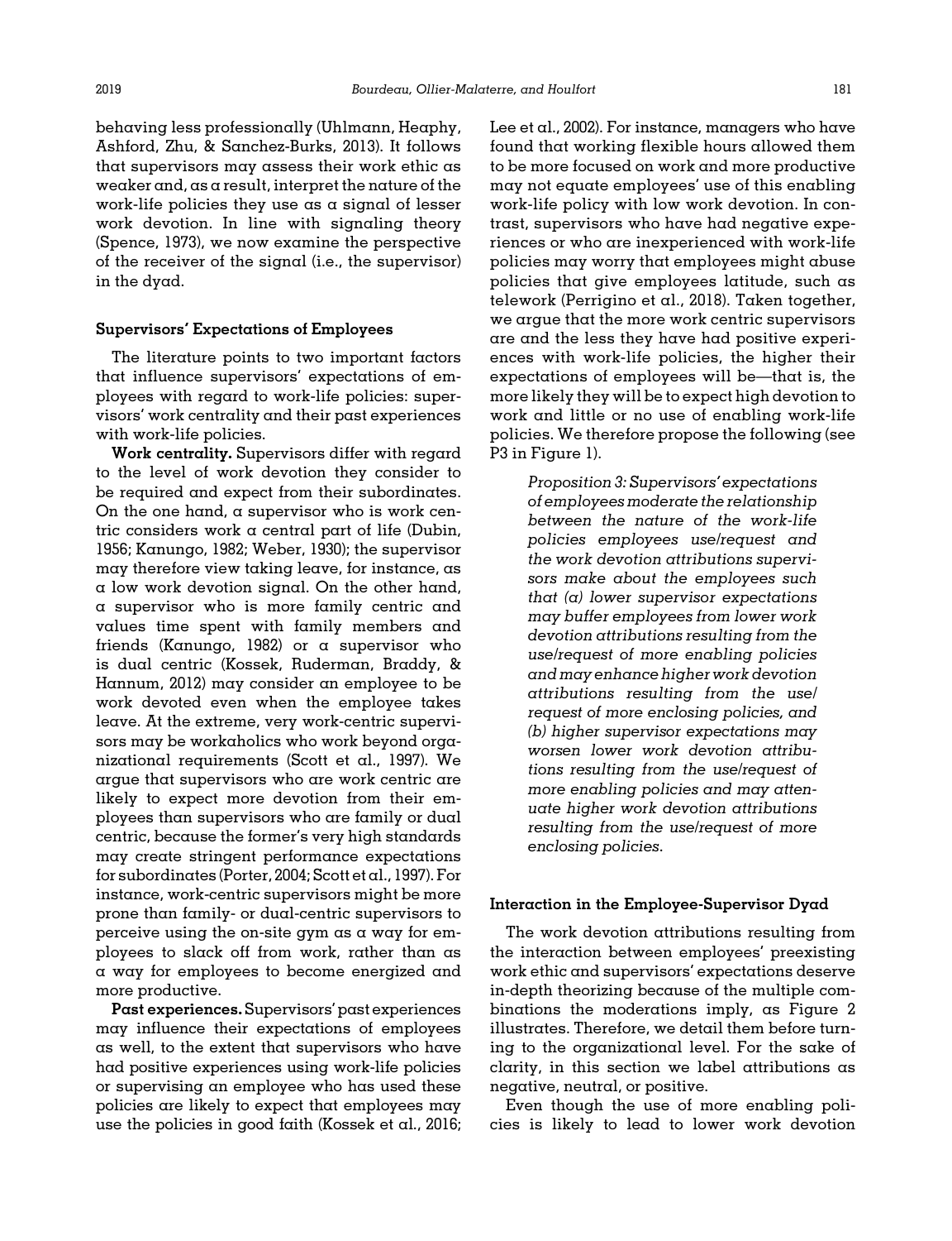behaving less professionally (Uhlmann, Heaphy, Ashford, Zhu, & Sanchez-Burks, 2013). It follows that supervisors may assess their work ethic as weaker and, as a result, interpret the nature of the work-life policies they use as a signal of lesser work devotion. In line with signaling theory (Spence, 1973), we now examine the perspective of the receiver of the signal (i.e., the supervisor) in the dyad.

### Supervisors' Expectations of Employees

The literature points to two important factors that influence supervisors' expectations of employees with regard to work-life policies: supervisors' work centrality and their past experiences with work-life policies.

**Work centrality.** Supervisors differ with regard to the level of work devotion they consider to be required and expect from their subordinates. On the one hand, a supervisor who is work centric considers work a central part of life (Dubin, 1956; Kanungo, 1982; Weber, 1930); the supervisor may therefore view taking leave, for instance, as a low work devotion signal. On the other hand, a supervisor who is more family centric and values time spent with family members and friends (Kanungo, 1982) or a supervisor who is dual centric (Kossek, Ruderman, Braddy, & Hannum, 2012) may consider an employee to be work devoted even when the employee takes leave. At the extreme, very work-centric supervisors may be workaholics who work beyond organizational requirements (Scott et al., 1997). We argue that supervisors who are work centric are likely to expect more devotion from their employees than supervisors who are family or dual centric, because the former's very high standards may create stringent performance expectations for subordinates (Porter, 2004; Scott et al., 1997). For instance, work-centric supervisors might be more prone than family- or dual-centric supervisors to perceive using the on-site gym as a way for employees to slack off from work, rather than as a way for employees to become energized and more productive.

**Past experiences.** Supervisors' past experiences may influence their expectations of employees as well, to the extent that supervisors who have had positive experiences using work-life policies or supervising an employee who has used these policies are likely to expect that employees may use the policies in good faith (Kossek et al., 2016; Lee et al., 2002). For instance, managers who have found that working flexible hours allowed them to be more focused on work and more productive may not equate employees' use of this enabling work-life policy with low work devotion. In contrast, supervisors who have had negative experiences or who are inexperienced with work-life policies may worry that employees might abuse policies that give employees latitude, such as telework (Perrigino et al., 2018). Taken together, we argue that the more work centric supervisors are and the less they have had positive experiences with work-life policies, the higher their expectations of employees will be—that is, the more likely they will be to expect high devotion to work and little or no use of enabling work-life policies. We therefore propose the following (see P3 in Figure 1).

> *Proposition 3: Supervisors' expectations of employees moderate the relationship between the nature of the work-life policies employees use/request and the work devotion attributions supervisors make about the employees such that (a) lower supervisor expectations may buffer employees from lower work devotion attributions resulting from the use/request of more enabling policies and may enhance higher work devotion attributions resulting from the use/request of more enclosing policies, and (b) higher supervisor expectations may worsen lower work devotion attributions resulting from the use/request of more enabling policies and may attenuate higher work devotion attributions resulting from the use/request of more enclosing policies.*

### Interaction in the Employee-Supervisor Dyad

The work devotion attributions resulting from the interaction between employees' preexisting work ethic and supervisors' expectations deserve in-depth theorizing because of the multiple combinations the moderations imply, as Figure 2 illustrates. Therefore, we detail them before turning to the organizational level. For the sake of clarity, in this section we label attributions as negative, neutral, or positive.

Even though the use of more enabling policies is likely to lead to lower work devotion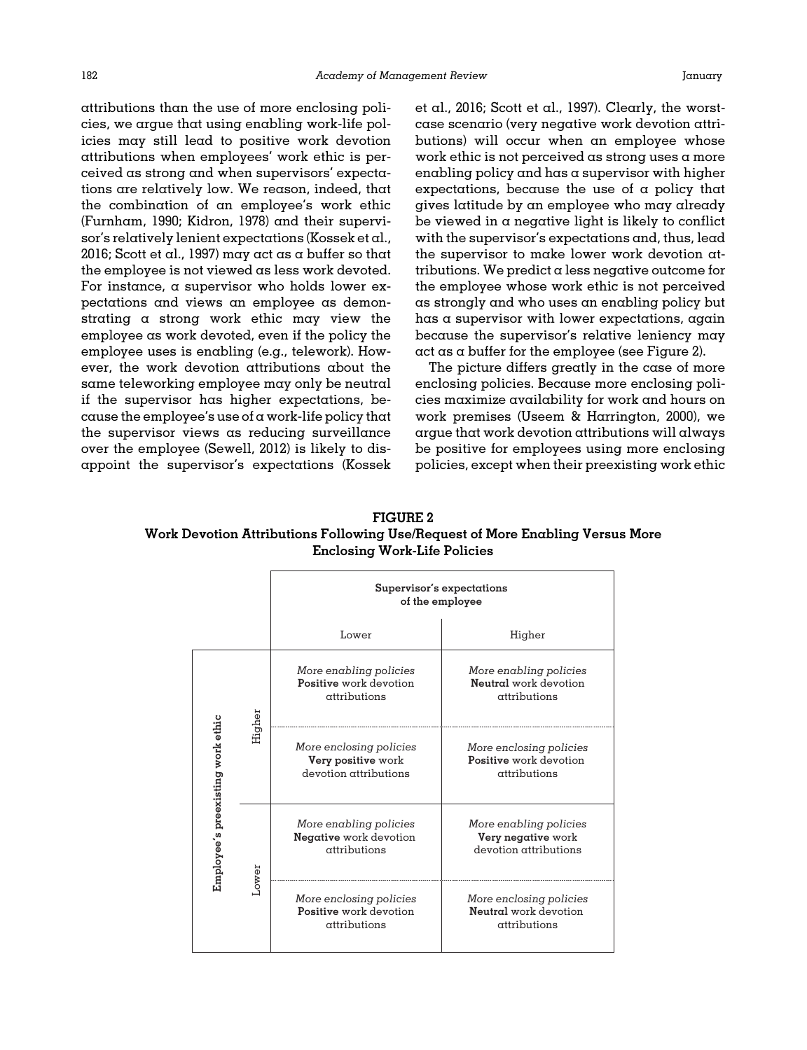attributions than the use of more enclosing policies, we argue that using enabling work-life policies may still lead to positive work devotion attributions when employees' work ethic is perceived as strong and when supervisors' expectations are relatively low. We reason, indeed, that the combination of an employee's work ethic (Furnham, 1990; Kidron, 1978) and their supervisor's relatively lenient expectations (Kossek et al., 2016; Scott et al., 1997) may act as a buffer so that the employee is not viewed as less work devoted. For instance, a supervisor who holds lower expectations and views an employee as demonstrating a strong work ethic may view the employee as work devoted, even if the policy the employee uses is enabling (e.g., telework). However, the work devotion attributions about the same teleworking employee may only be neutral if the supervisor has higher expectations, because the employee's use of a work-life policy that the supervisor views as reducing surveillance over the employee (Sewell, 2012) is likely to disappoint the supervisor's expectations (Kossek et al., 2016; Scott et al., 1997). Clearly, the worst-case scenario (very negative work devotion attributions) will occur when an employee whose work ethic is not perceived as strong uses a more enabling policy and has a supervisor with higher expectations, because the use of a policy that gives latitude by an employee who may already be viewed in a negative light is likely to conflict with the supervisor's expectations and, thus, lead the supervisor to make lower work devotion attributions. We predict a less negative outcome for the employee whose work ethic is not perceived as strongly and who uses an enabling policy but has a supervisor with lower expectations, again because the supervisor's relative leniency may act as a buffer for the employee (see Figure 2).

The picture differs greatly in the case of more enclosing policies. Because more enclosing policies maximize availability for work and hours on work premises (Useem & Harrington, 2000), we argue that work devotion attributions will always be positive for employees using more enclosing policies, except when their preexisting work ethic

**FIGURE 2**
**Work Devotion Attributions Following Use/Request of More Enabling Versus More Enclosing Work-Life Policies**

| Employee's preexisting work ethic | | Supervisor's expectations of the employee: Lower | Supervisor's expectations of the employee: Higher |
|---|---|---|---|
| Higher | | *More enabling policies* **Positive** work devotion attributions | *More enabling policies* **Neutral** work devotion attributions |
| Higher | | *More enclosing policies* **Very positive** work devotion attributions | *More enclosing policies* **Positive** work devotion attributions |
| Lower | | *More enabling policies* **Negative** work devotion attributions | *More enabling policies* **Very negative** work devotion attributions |
| Lower | | *More enclosing policies* **Positive** work devotion attributions | *More enclosing policies* **Neutral** work devotion attributions |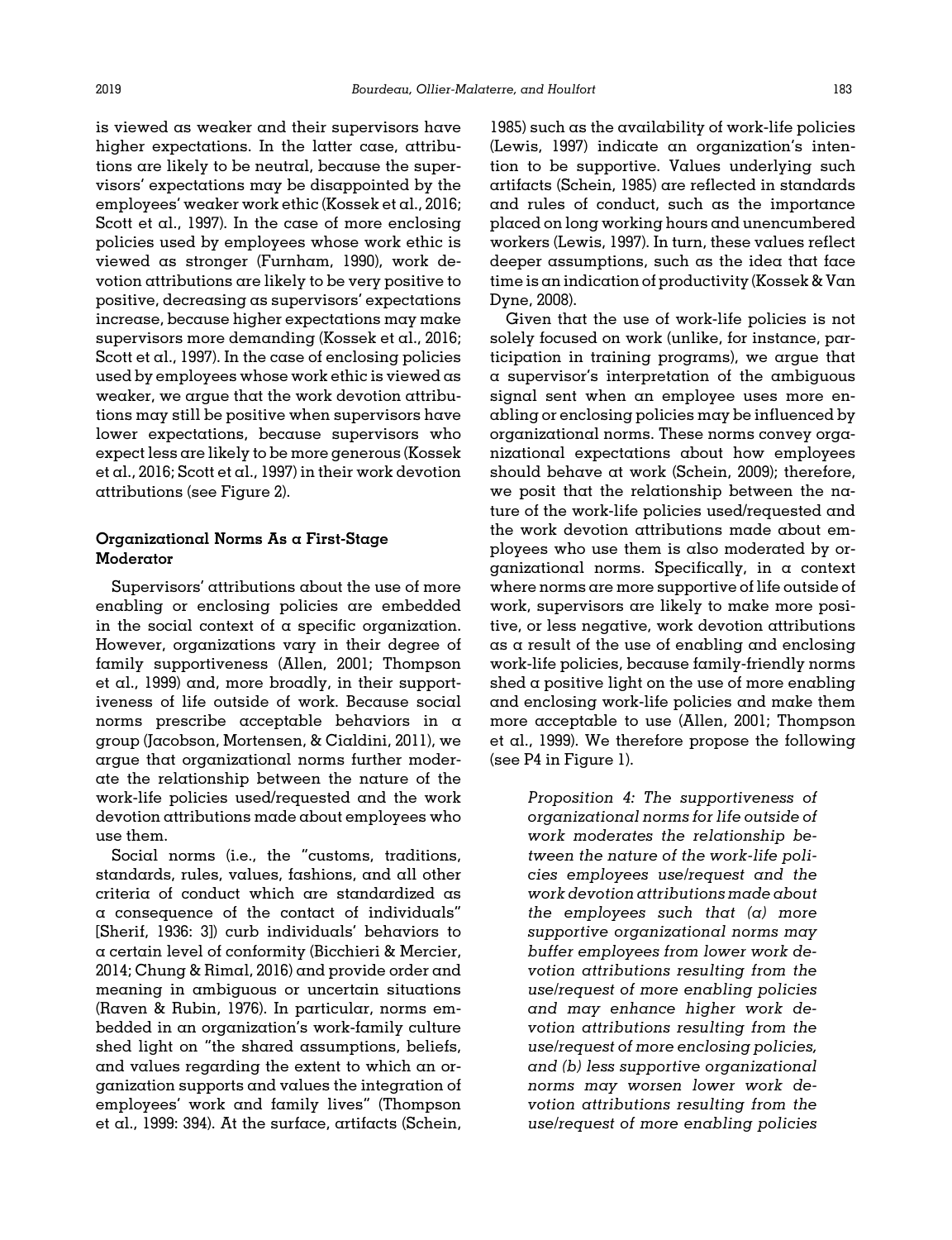is viewed as weaker and their supervisors have higher expectations. In the latter case, attributions are likely to be neutral, because the supervisors' expectations may be disappointed by the employees' weaker work ethic (Kossek et al., 2016; Scott et al., 1997). In the case of more enclosing policies used by employees whose work ethic is viewed as stronger (Furnham, 1990), work devotion attributions are likely to be very positive to positive, decreasing as supervisors' expectations increase, because higher expectations may make supervisors more demanding (Kossek et al., 2016; Scott et al., 1997). In the case of enclosing policies used by employees whose work ethic is viewed as weaker, we argue that the work devotion attributions may still be positive when supervisors have lower expectations, because supervisors who expect less are likely to be more generous (Kossek et al., 2016; Scott et al., 1997) in their work devotion attributions (see Figure 2).

### Organizational Norms As a First-Stage Moderator

Supervisors' attributions about the use of more enabling or enclosing policies are embedded in the social context of a specific organization. However, organizations vary in their degree of family supportiveness (Allen, 2001; Thompson et al., 1999) and, more broadly, in their supportiveness of life outside of work. Because social norms prescribe acceptable behaviors in a group (Jacobson, Mortensen, & Cialdini, 2011), we argue that organizational norms further moderate the relationship between the nature of the work-life policies used/requested and the work devotion attributions made about employees who use them.

Social norms (i.e., the "customs, traditions, standards, rules, values, fashions, and all other criteria of conduct which are standardized as a consequence of the contact of individuals" [Sherif, 1936: 3]) curb individuals' behaviors to a certain level of conformity (Bicchieri & Mercier, 2014; Chung & Rimal, 2016) and provide order and meaning in ambiguous or uncertain situations (Raven & Rubin, 1976). In particular, norms embedded in an organization's work-family culture shed light on "the shared assumptions, beliefs, and values regarding the extent to which an organization supports and values the integration of employees' work and family lives" (Thompson et al., 1999: 394). At the surface, artifacts (Schein, 1985) such as the availability of work-life policies (Lewis, 1997) indicate an organization's intention to be supportive. Values underlying such artifacts (Schein, 1985) are reflected in standards and rules of conduct, such as the importance placed on long working hours and unencumbered workers (Lewis, 1997). In turn, these values reflect deeper assumptions, such as the idea that face time is an indication of productivity (Kossek & Van Dyne, 2008).

Given that the use of work-life policies is not solely focused on work (unlike, for instance, participation in training programs), we argue that a supervisor's interpretation of the ambiguous signal sent when an employee uses more enabling or enclosing policies may be influenced by organizational norms. These norms convey organizational expectations about how employees should behave at work (Schein, 2009); therefore, we posit that the relationship between the nature of the work-life policies used/requested and the work devotion attributions made about employees who use them is also moderated by organizational norms. Specifically, in a context where norms are more supportive of life outside of work, supervisors are likely to make more positive, or less negative, work devotion attributions as a result of the use of enabling and enclosing work-life policies, because family-friendly norms shed a positive light on the use of more enabling and enclosing work-life policies and make them more acceptable to use (Allen, 2001; Thompson et al., 1999). We therefore propose the following (see P4 in Figure 1).

> *Proposition 4: The supportiveness of organizational norms for life outside of work moderates the relationship between the nature of the work-life policies employees use/request and the work devotion attributions made about the employees such that (a) more supportive organizational norms may buffer employees from lower work devotion attributions resulting from the use/request of more enabling policies and may enhance higher work devotion attributions resulting from the use/request of more enclosing policies, and (b) less supportive organizational norms may worsen lower work devotion attributions resulting from the use/request of more enabling policies*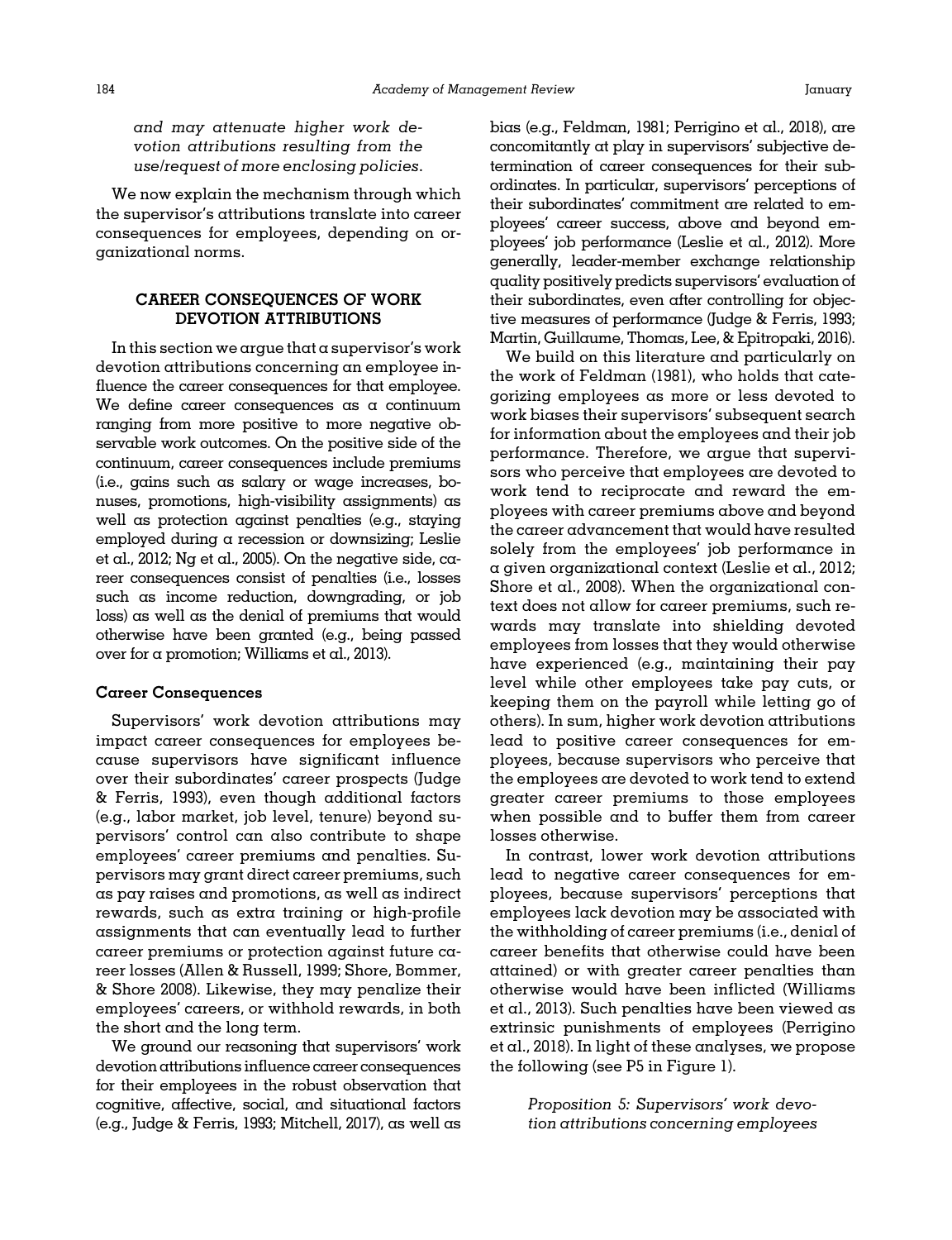*and may attenuate higher work devotion attributions resulting from the use/request of more enclosing policies.*

We now explain the mechanism through which the supervisor's attributions translate into career consequences for employees, depending on organizational norms.

## CAREER CONSEQUENCES OF WORK DEVOTION ATTRIBUTIONS

In this section we argue that a supervisor's work devotion attributions concerning an employee influence the career consequences for that employee. We define career consequences as a continuum ranging from more positive to more negative observable work outcomes. On the positive side of the continuum, career consequences include premiums (i.e., gains such as salary or wage increases, bonuses, promotions, high-visibility assignments) as well as protection against penalties (e.g., staying employed during a recession or downsizing; Leslie et al., 2012; Ng et al., 2005). On the negative side, career consequences consist of penalties (i.e., losses such as income reduction, downgrading, or job loss) as well as the denial of premiums that would otherwise have been granted (e.g., being passed over for a promotion; Williams et al., 2013).

### Career Consequences

Supervisors' work devotion attributions may impact career consequences for employees because supervisors have significant influence over their subordinates' career prospects (Judge & Ferris, 1993), even though additional factors (e.g., labor market, job level, tenure) beyond supervisors' control can also contribute to shape employees' career premiums and penalties. Supervisors may grant direct career premiums, such as pay raises and promotions, as well as indirect rewards, such as extra training or high-profile assignments that can eventually lead to further career premiums or protection against future career losses (Allen & Russell, 1999; Shore, Bommer, & Shore 2008). Likewise, they may penalize their employees' careers, or withhold rewards, in both the short and the long term.

We ground our reasoning that supervisors' work devotion attributions influence career consequences for their employees in the robust observation that cognitive, affective, social, and situational factors (e.g., Judge & Ferris, 1993; Mitchell, 2017), as well as bias (e.g., Feldman, 1981; Perrigino et al., 2018), are concomitantly at play in supervisors' subjective determination of career consequences for their subordinates. In particular, supervisors' perceptions of their subordinates' commitment are related to employees' career success, above and beyond employees' job performance (Leslie et al., 2012). More generally, leader-member exchange relationship quality positively predicts supervisors' evaluation of their subordinates, even after controlling for objective measures of performance (Judge & Ferris, 1993; Martin, Guillaume, Thomas, Lee, & Epitropaki, 2016).

We build on this literature and particularly on the work of Feldman (1981), who holds that categorizing employees as more or less devoted to work biases their supervisors' subsequent search for information about the employees and their job performance. Therefore, we argue that supervisors who perceive that employees are devoted to work tend to reciprocate and reward the employees with career premiums above and beyond the career advancement that would have resulted solely from the employees' job performance in a given organizational context (Leslie et al., 2012; Shore et al., 2008). When the organizational context does not allow for career premiums, such rewards may translate into shielding devoted employees from losses that they would otherwise have experienced (e.g., maintaining their pay level while other employees take pay cuts, or keeping them on the payroll while letting go of others). In sum, higher work devotion attributions lead to positive career consequences for employees, because supervisors who perceive that the employees are devoted to work tend to extend greater career premiums to those employees when possible and to buffer them from career losses otherwise.

In contrast, lower work devotion attributions lead to negative career consequences for employees, because supervisors' perceptions that employees lack devotion may be associated with the withholding of career premiums (i.e., denial of career benefits that otherwise could have been attained) or with greater career penalties than otherwise would have been inflicted (Williams et al., 2013). Such penalties have been viewed as extrinsic punishments of employees (Perrigino et al., 2018). In light of these analyses, we propose the following (see P5 in Figure 1).

> *Proposition 5: Supervisors' work devotion attributions concerning employees*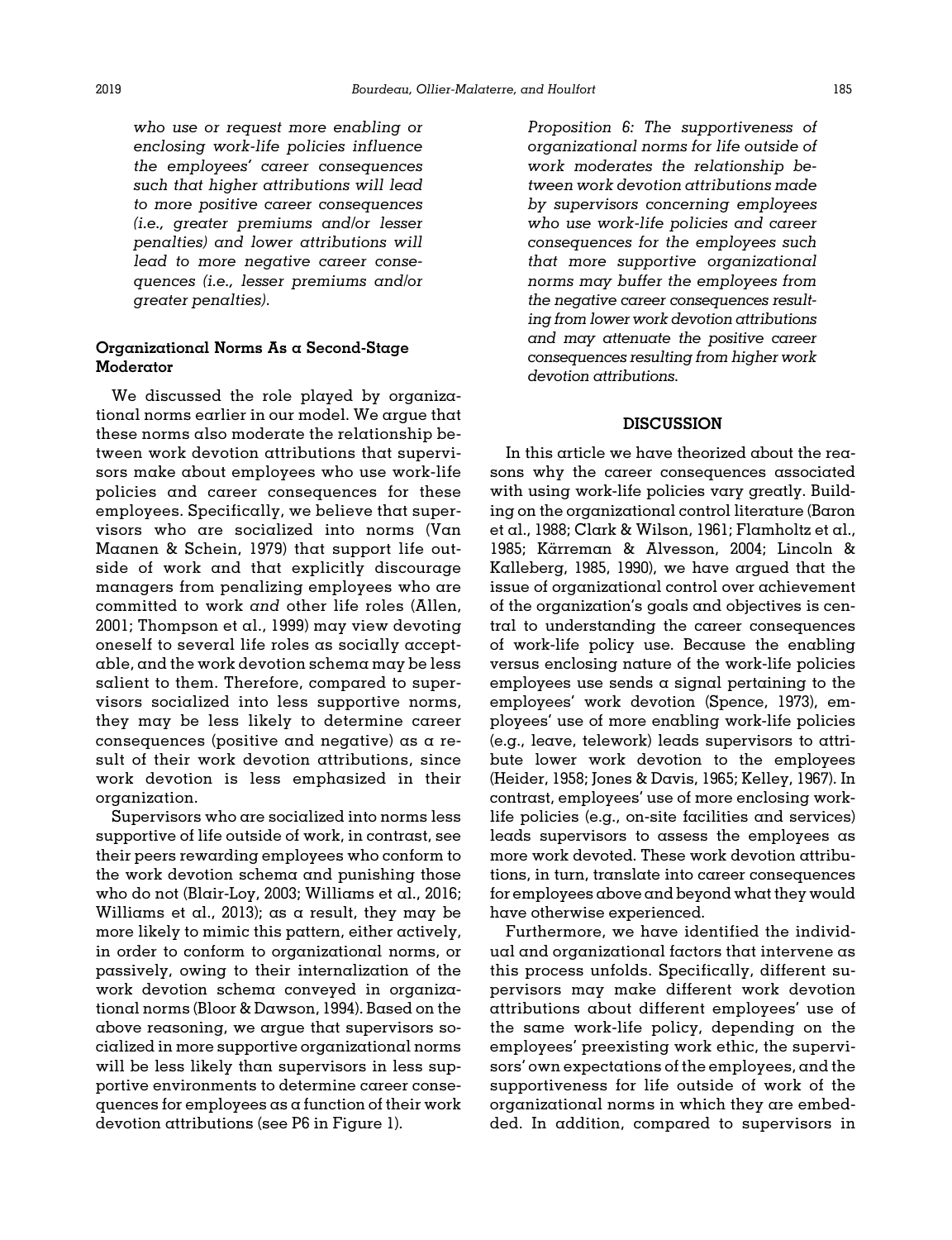*who use or request more enabling or enclosing work-life policies influence the employees' career consequences such that higher attributions will lead to more positive career consequences (i.e., greater premiums and/or lesser penalties) and lower attributions will lead to more negative career consequences (i.e., lesser premiums and/or greater penalties).*

### Organizational Norms As a Second-Stage Moderator

We discussed the role played by organizational norms earlier in our model. We argue that these norms also moderate the relationship between work devotion attributions that supervisors make about employees who use work-life policies and career consequences for these employees. Specifically, we believe that supervisors who are socialized into norms (Van Maanen & Schein, 1979) that support life outside of work and that explicitly discourage managers from penalizing employees who are committed to work *and* other life roles (Allen, 2001; Thompson et al., 1999) may view devoting oneself to several life roles as socially acceptable, and the work devotion schema may be less salient to them. Therefore, compared to supervisors socialized into less supportive norms, they may be less likely to determine career consequences (positive and negative) as a result of their work devotion attributions, since work devotion is less emphasized in their organization.

Supervisors who are socialized into norms less supportive of life outside of work, in contrast, see their peers rewarding employees who conform to the work devotion schema and punishing those who do not (Blair-Loy, 2003; Williams et al., 2016; Williams et al., 2013); as a result, they may be more likely to mimic this pattern, either actively, in order to conform to organizational norms, or passively, owing to their internalization of the work devotion schema conveyed in organizational norms (Bloor & Dawson, 1994). Based on the above reasoning, we argue that supervisors socialized in more supportive organizational norms will be less likely than supervisors in less supportive environments to determine career consequences for employees as a function of their work devotion attributions (see P6 in Figure 1).

*Proposition 6: The supportiveness of organizational norms for life outside of work moderates the relationship between work devotion attributions made by supervisors concerning employees who use work-life policies and career consequences for the employees such that more supportive organizational norms may buffer the employees from the negative career consequences resulting from lower work devotion attributions and may attenuate the positive career consequences resulting from higher work devotion attributions.*

## DISCUSSION

In this article we have theorized about the reasons why the career consequences associated with using work-life policies vary greatly. Building on the organizational control literature (Baron et al., 1988; Clark & Wilson, 1961; Flamholtz et al., 1985; Kärreman & Alvesson, 2004; Lincoln & Kalleberg, 1985, 1990), we have argued that the issue of organizational control over achievement of the organization's goals and objectives is central to understanding the career consequences of work-life policy use. Because the enabling versus enclosing nature of the work-life policies employees use sends a signal pertaining to the employees' work devotion (Spence, 1973), employees' use of more enabling work-life policies (e.g., leave, telework) leads supervisors to attribute lower work devotion to the employees (Heider, 1958; Jones & Davis, 1965; Kelley, 1967). In contrast, employees' use of more enclosing work-life policies (e.g., on-site facilities and services) leads supervisors to assess the employees as more work devoted. These work devotion attributions, in turn, translate into career consequences for employees above and beyond what they would have otherwise experienced.

Furthermore, we have identified the individual and organizational factors that intervene as this process unfolds. Specifically, different supervisors may make different work devotion attributions about different employees' use of the same work-life policy, depending on the employees' preexisting work ethic, the supervisors' own expectations of the employees, and the supportiveness for life outside of work of the organizational norms in which they are embedded. In addition, compared to supervisors in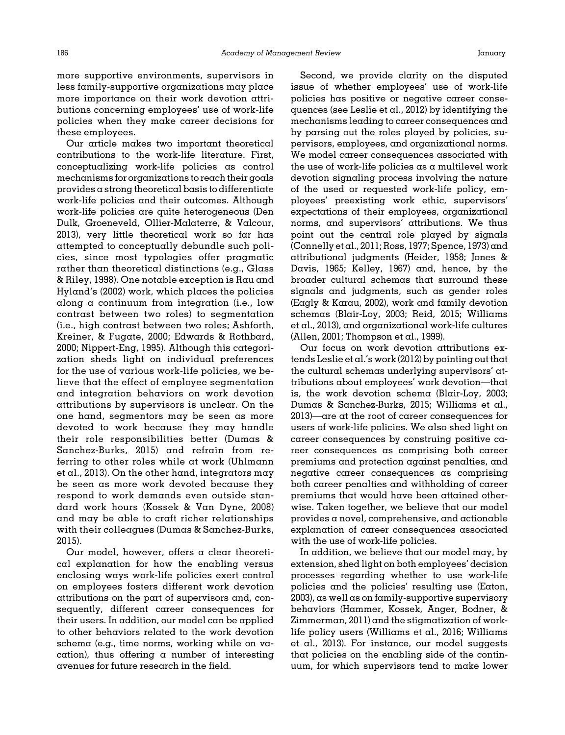more supportive environments, supervisors in less family-supportive organizations may place more importance on their work devotion attributions concerning employees' use of work-life policies when they make career decisions for these employees.

Our article makes two important theoretical contributions to the work-life literature. First, conceptualizing work-life policies as control mechanisms for organizations to reach their goals provides a strong theoretical basis to differentiate work-life policies and their outcomes. Although work-life policies are quite heterogeneous (Den Dulk, Groeneveld, Ollier-Malaterre, & Valcour, 2013), very little theoretical work so far has attempted to conceptually debundle such policies, since most typologies offer pragmatic rather than theoretical distinctions (e.g., Glass & Riley, 1998). One notable exception is Rau and Hyland's (2002) work, which places the policies along a continuum from integration (i.e., low contrast between two roles) to segmentation (i.e., high contrast between two roles; Ashforth, Kreiner, & Fugate, 2000; Edwards & Rothbard, 2000; Nippert-Eng, 1995). Although this categorization sheds light on individual preferences for the use of various work-life policies, we believe that the effect of employee segmentation and integration behaviors on work devotion attributions by supervisors is unclear. On the one hand, segmentors may be seen as more devoted to work because they may handle their role responsibilities better (Dumas & Sanchez-Burks, 2015) and refrain from referring to other roles while at work (Uhlmann et al., 2013). On the other hand, integrators may be seen as more work devoted because they respond to work demands even outside standard work hours (Kossek & Van Dyne, 2008) and may be able to craft richer relationships with their colleagues (Dumas & Sanchez-Burks, 2015).

Our model, however, offers a clear theoretical explanation for how the enabling versus enclosing ways work-life policies exert control on employees fosters different work devotion attributions on the part of supervisors and, consequently, different career consequences for their users. In addition, our model can be applied to other behaviors related to the work devotion schema (e.g., time norms, working while on vacation), thus offering a number of interesting avenues for future research in the field.

Second, we provide clarity on the disputed issue of whether employees' use of work-life policies has positive or negative career consequences (see Leslie et al., 2012) by identifying the mechanisms leading to career consequences and by parsing out the roles played by policies, supervisors, employees, and organizational norms. We model career consequences associated with the use of work-life policies as a multilevel work devotion signaling process involving the nature of the used or requested work-life policy, employees' preexisting work ethic, supervisors' expectations of their employees, organizational norms, and supervisors' attributions. We thus point out the central role played by signals (Connelly et al., 2011; Ross, 1977; Spence, 1973) and attributional judgments (Heider, 1958; Jones & Davis, 1965; Kelley, 1967) and, hence, by the broader cultural schemas that surround these signals and judgments, such as gender roles (Eagly & Karau, 2002), work and family devotion schemas (Blair-Loy, 2003; Reid, 2015; Williams et al., 2013), and organizational work-life cultures (Allen, 2001; Thompson et al., 1999).

Our focus on work devotion attributions extends Leslie et al.'s work (2012) by pointing out that the cultural schemas underlying supervisors' attributions about employees' work devotion—that is, the work devotion schema (Blair-Loy, 2003; Dumas & Sanchez-Burks, 2015; Williams et al., 2013)—are at the root of career consequences for users of work-life policies. We also shed light on career consequences by construing positive career consequences as comprising both career premiums and protection against penalties, and negative career consequences as comprising both career penalties and withholding of career premiums that would have been attained otherwise. Taken together, we believe that our model provides a novel, comprehensive, and actionable explanation of career consequences associated with the use of work-life policies.

In addition, we believe that our model may, by extension, shed light on both employees' decision processes regarding whether to use work-life policies and the policies' resulting use (Eaton, 2003), as well as on family-supportive supervisory behaviors (Hammer, Kossek, Anger, Bodner, & Zimmerman, 2011) and the stigmatization of work-life policy users (Williams et al., 2016; Williams et al., 2013). For instance, our model suggests that policies on the enabling side of the continuum, for which supervisors tend to make lower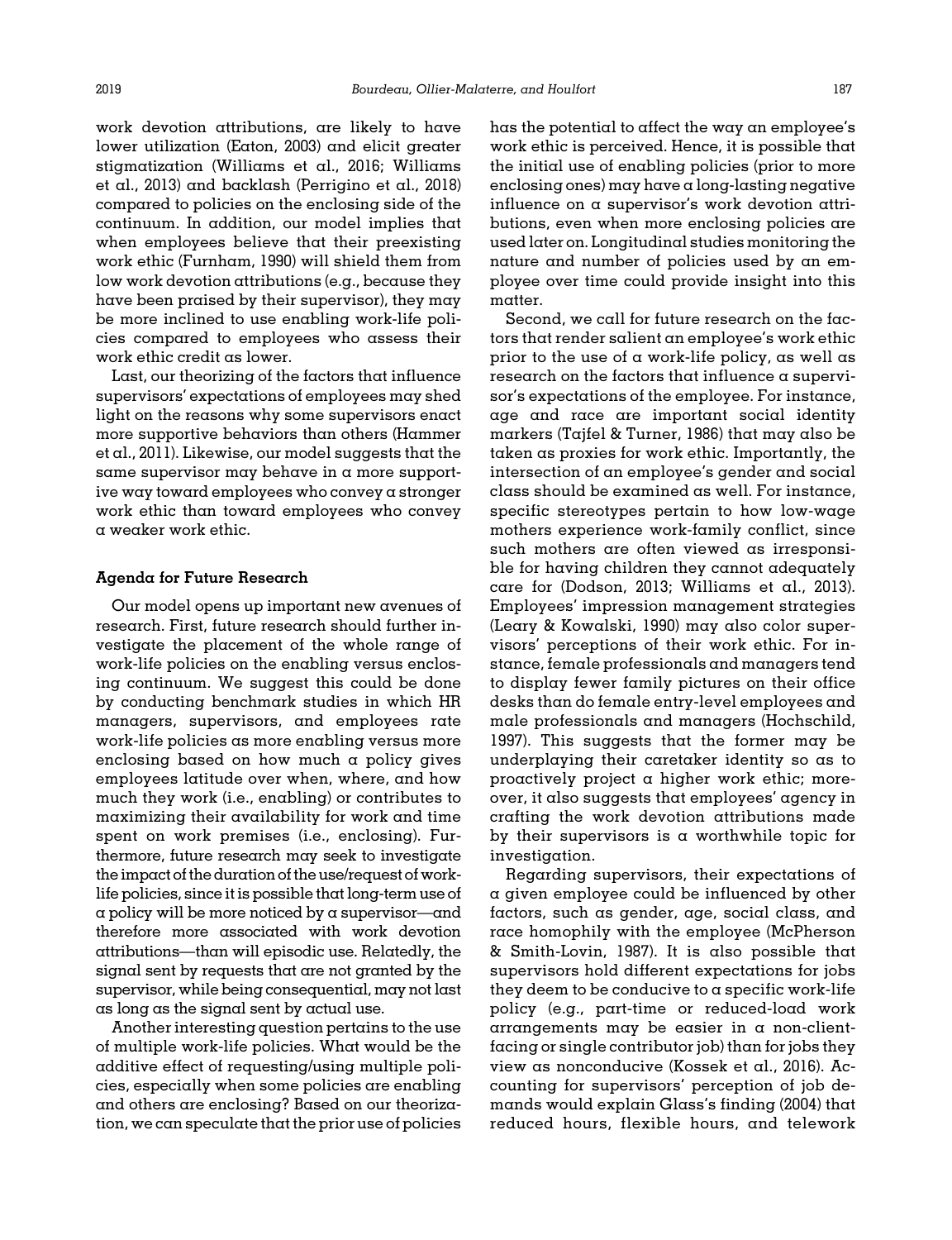work devotion attributions, are likely to have lower utilization (Eaton, 2003) and elicit greater stigmatization (Williams et al., 2016; Williams et al., 2013) and backlash (Perrigino et al., 2018) compared to policies on the enclosing side of the continuum. In addition, our model implies that when employees believe that their preexisting work ethic (Furnham, 1990) will shield them from low work devotion attributions (e.g., because they have been praised by their supervisor), they may be more inclined to use enabling work-life policies compared to employees who assess their work ethic credit as lower.

Last, our theorizing of the factors that influence supervisors' expectations of employees may shed light on the reasons why some supervisors enact more supportive behaviors than others (Hammer et al., 2011). Likewise, our model suggests that the same supervisor may behave in a more supportive way toward employees who convey a stronger work ethic than toward employees who convey a weaker work ethic.

### Agenda for Future Research

Our model opens up important new avenues of research. First, future research should further investigate the placement of the whole range of work-life policies on the enabling versus enclosing continuum. We suggest this could be done by conducting benchmark studies in which HR managers, supervisors, and employees rate work-life policies as more enabling versus more enclosing based on how much a policy gives employees latitude over when, where, and how much they work (i.e., enabling) or contributes to maximizing their availability for work and time spent on work premises (i.e., enclosing). Furthermore, future research may seek to investigate the impact of the duration of the use/request of work-life policies, since it is possible that long-term use of a policy will be more noticed by a supervisor—and therefore more associated with work devotion attributions—than will episodic use. Relatedly, the signal sent by requests that are not granted by the supervisor, while being consequential, may not last as long as the signal sent by actual use.

Another interesting question pertains to the use of multiple work-life policies. What would be the additive effect of requesting/using multiple policies, especially when some policies are enabling and others are enclosing? Based on our theorization, we can speculate that the prior use of policies has the potential to affect the way an employee's work ethic is perceived. Hence, it is possible that the initial use of enabling policies (prior to more enclosing ones) may have a long-lasting negative influence on a supervisor's work devotion attributions, even when more enclosing policies are used later on. Longitudinal studies monitoring the nature and number of policies used by an employee over time could provide insight into this matter.

Second, we call for future research on the factors that render salient an employee's work ethic prior to the use of a work-life policy, as well as research on the factors that influence a supervisor's expectations of the employee. For instance, age and race are important social identity markers (Tajfel & Turner, 1986) that may also be taken as proxies for work ethic. Importantly, the intersection of an employee's gender and social class should be examined as well. For instance, specific stereotypes pertain to how low-wage mothers experience work-family conflict, since such mothers are often viewed as irresponsible for having children they cannot adequately care for (Dodson, 2013; Williams et al., 2013). Employees' impression management strategies (Leary & Kowalski, 1990) may also color supervisors' perceptions of their work ethic. For instance, female professionals and managers tend to display fewer family pictures on their office desks than do female entry-level employees and male professionals and managers (Hochschild, 1997). This suggests that the former may be underplaying their caretaker identity so as to proactively project a higher work ethic; moreover, it also suggests that employees' agency in crafting the work devotion attributions made by their supervisors is a worthwhile topic for investigation.

Regarding supervisors, their expectations of a given employee could be influenced by other factors, such as gender, age, social class, and race homophily with the employee (McPherson & Smith-Lovin, 1987). It is also possible that supervisors hold different expectations for jobs they deem to be conducive to a specific work-life policy (e.g., part-time or reduced-load work arrangements may be easier in a non-client-facing or single contributor job) than for jobs they view as nonconducive (Kossek et al., 2016). Accounting for supervisors' perception of job demands would explain Glass's finding (2004) that reduced hours, flexible hours, and telework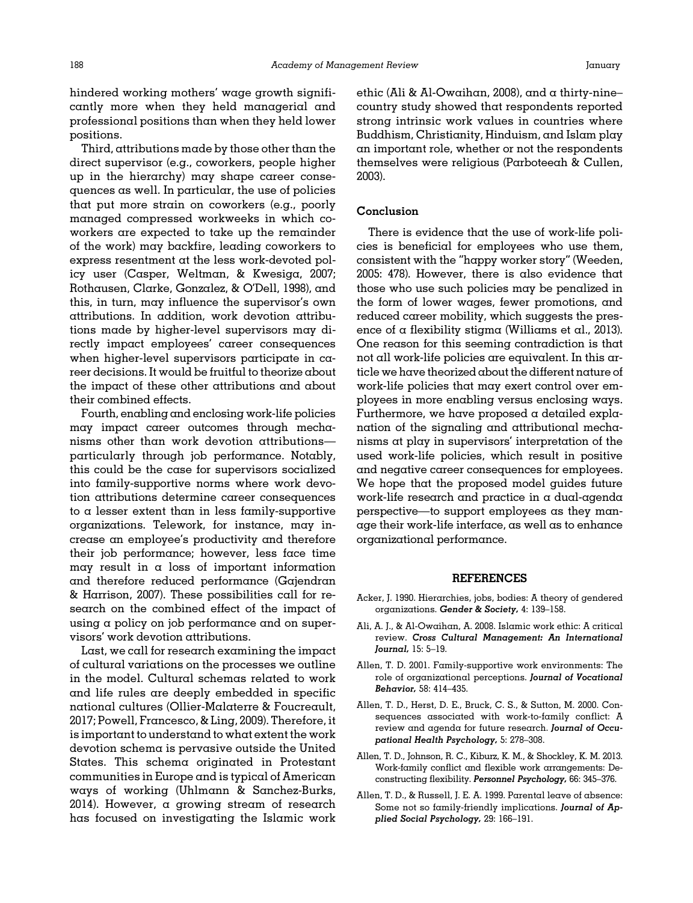hindered working mothers' wage growth significantly more when they held managerial and professional positions than when they held lower positions.

Third, attributions made by those other than the direct supervisor (e.g., coworkers, people higher up in the hierarchy) may shape career consequences as well. In particular, the use of policies that put more strain on coworkers (e.g., poorly managed compressed workweeks in which coworkers are expected to take up the remainder of the work) may backfire, leading coworkers to express resentment at the less work-devoted policy user (Casper, Weltman, & Kwesiga, 2007; Rothausen, Clarke, Gonzalez, & O'Dell, 1998), and this, in turn, may influence the supervisor's own attributions. In addition, work devotion attributions made by higher-level supervisors may directly impact employees' career consequences when higher-level supervisors participate in career decisions. It would be fruitful to theorize about the impact of these other attributions and about their combined effects.

Fourth, enabling and enclosing work-life policies may impact career outcomes through mechanisms other than work devotion attributions—particularly through job performance. Notably, this could be the case for supervisors socialized into family-supportive norms where work devotion attributions determine career consequences to a lesser extent than in less family-supportive organizations. Telework, for instance, may increase an employee's productivity and therefore their job performance; however, less face time may result in a loss of important information and therefore reduced performance (Gajendran & Harrison, 2007). These possibilities call for research on the combined effect of the impact of using a policy on job performance and on supervisors' work devotion attributions.

Last, we call for research examining the impact of cultural variations on the processes we outline in the model. Cultural schemas related to work and life rules are deeply embedded in specific national cultures (Ollier-Malaterre & Foucreault, 2017; Powell, Francesco, & Ling, 2009). Therefore, it is important to understand to what extent the work devotion schema is pervasive outside the United States. This schema originated in Protestant communities in Europe and is typical of American ways of working (Uhlmann & Sanchez-Burks, 2014). However, a growing stream of research has focused on investigating the Islamic work ethic (Ali & Al-Owaihan, 2008), and a thirty-nine–country study showed that respondents reported strong intrinsic work values in countries where Buddhism, Christianity, Hinduism, and Islam play an important role, whether or not the respondents themselves were religious (Parboteeah & Cullen, 2003).

## Conclusion

There is evidence that the use of work-life policies is beneficial for employees who use them, consistent with the "happy worker story" (Weeden, 2005: 478). However, there is also evidence that those who use such policies may be penalized in the form of lower wages, fewer promotions, and reduced career mobility, which suggests the presence of a flexibility stigma (Williams et al., 2013). One reason for this seeming contradiction is that not all work-life policies are equivalent. In this article we have theorized about the different nature of work-life policies that may exert control over employees in more enabling versus enclosing ways. Furthermore, we have proposed a detailed explanation of the signaling and attributional mechanisms at play in supervisors' interpretation of the used work-life policies, which result in positive and negative career consequences for employees. We hope that the proposed model guides future work-life research and practice in a dual-agenda perspective—to support employees as they manage their work-life interface, as well as to enhance organizational performance.

## REFERENCES

Acker, J. 1990. Hierarchies, jobs, bodies: A theory of gendered organizations. ***Gender & Society,*** 4: 139–158.

Ali, A. J., & Al-Owaihan, A. 2008. Islamic work ethic: A critical review. ***Cross Cultural Management: An International Journal,*** 15: 5–19.

Allen, T. D. 2001. Family-supportive work environments: The role of organizational perceptions. ***Journal of Vocational Behavior,*** 58: 414–435.

Allen, T. D., Herst, D. E., Bruck, C. S., & Sutton, M. 2000. Consequences associated with work-to-family conflict: A review and agenda for future research. ***Journal of Occupational Health Psychology,*** 5: 278–308.

Allen, T. D., Johnson, R. C., Kiburz, K. M., & Shockley, K. M. 2013. Work-family conflict and flexible work arrangements: Deconstructing flexibility. ***Personnel Psychology,*** 66: 345–376.

Allen, T. D., & Russell, J. E. A. 1999. Parental leave of absence: Some not so family-friendly implications. ***Journal of Applied Social Psychology,*** 29: 166–191.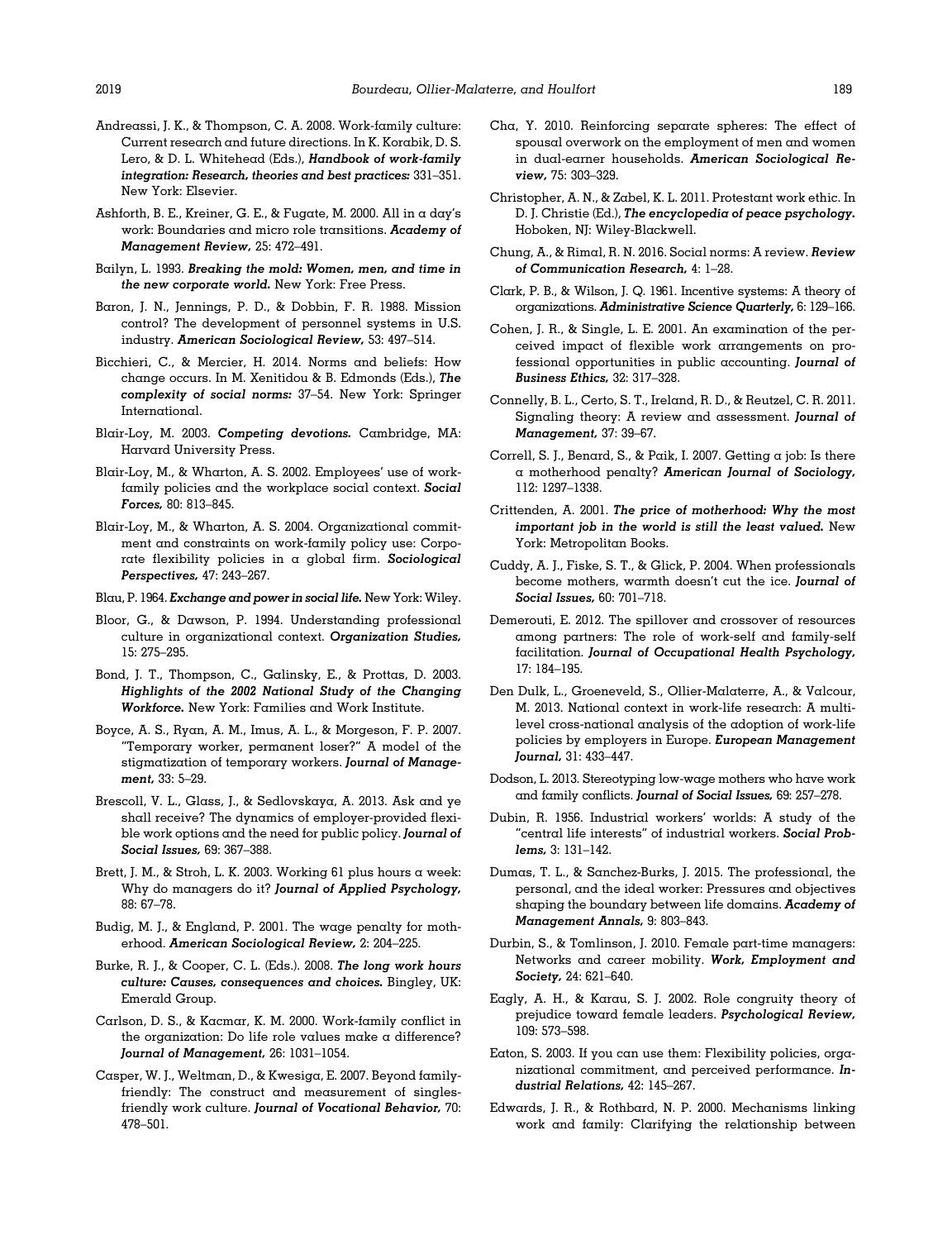Andreassi, J. K., & Thompson, C. A. 2008. Work-family culture: Current research and future directions. In K. Korabik, D. S. Lero, & D. L. Whitehead (Eds.), ***Handbook of work-family integration: Research, theories and best practices:*** 331–351. New York: Elsevier.

Ashforth, B. E., Kreiner, G. E., & Fugate, M. 2000. All in a day's work: Boundaries and micro role transitions. ***Academy of Management Review,*** 25: 472–491.

Bailyn, L. 1993. ***Breaking the mold: Women, men, and time in the new corporate world.*** New York: Free Press.

Baron, J. N., Jennings, P. D., & Dobbin, F. R. 1988. Mission control? The development of personnel systems in U.S. industry. ***American Sociological Review,*** 53: 497–514.

Bicchieri, C., & Mercier, H. 2014. Norms and beliefs: How change occurs. In M. Xenitidou & B. Edmonds (Eds.), ***The complexity of social norms:*** 37–54. New York: Springer International.

Blair-Loy, M. 2003. ***Competing devotions.*** Cambridge, MA: Harvard University Press.

Blair-Loy, M., & Wharton, A. S. 2002. Employees' use of work-family policies and the workplace social context. ***Social Forces,*** 80: 813–845.

Blair-Loy, M., & Wharton, A. S. 2004. Organizational commitment and constraints on work-family policy use: Corporate flexibility policies in a global firm. ***Sociological Perspectives,*** 47: 243–267.

Blau, P. 1964. ***Exchange and power in social life.*** New York: Wiley.

Bloor, G., & Dawson, P. 1994. Understanding professional culture in organizational context. ***Organization Studies,*** 15: 275–295.

Bond, J. T., Thompson, C., Galinsky, E., & Prottas, D. 2003. ***Highlights of the 2002 National Study of the Changing Workforce.*** New York: Families and Work Institute.

Boyce, A. S., Ryan, A. M., Imus, A. L., & Morgeson, F. P. 2007. "Temporary worker, permanent loser?" A model of the stigmatization of temporary workers. ***Journal of Management,*** 33: 5–29.

Brescoll, V. L., Glass, J., & Sedlovskaya, A. 2013. Ask and ye shall receive? The dynamics of employer-provided flexible work options and the need for public policy. ***Journal of Social Issues,*** 69: 367–388.

Brett, J. M., & Stroh, L. K. 2003. Working 61 plus hours a week: Why do managers do it? ***Journal of Applied Psychology,*** 88: 67–78.

Budig, M. J., & England, P. 2001. The wage penalty for motherhood. ***American Sociological Review,*** 2: 204–225.

Burke, R. J., & Cooper, C. L. (Eds.). 2008. ***The long work hours culture: Causes, consequences and choices.*** Bingley, UK: Emerald Group.

Carlson, D. S., & Kacmar, K. M. 2000. Work-family conflict in the organization: Do life role values make a difference? ***Journal of Management,*** 26: 1031–1054.

Casper, W. J., Weltman, D., & Kwesiga, E. 2007. Beyond family-friendly: The construct and measurement of singles-friendly work culture. ***Journal of Vocational Behavior,*** 70: 478–501.

Cha, Y. 2010. Reinforcing separate spheres: The effect of spousal overwork on the employment of men and women in dual-earner households. ***American Sociological Review,*** 75: 303–329.

Christopher, A. N., & Zabel, K. L. 2011. Protestant work ethic. In D. J. Christie (Ed.), ***The encyclopedia of peace psychology.*** Hoboken, NJ: Wiley-Blackwell.

Chung, A., & Rimal, R. N. 2016. Social norms: A review. ***Review of Communication Research,*** 4: 1–28.

Clark, P. B., & Wilson, J. Q. 1961. Incentive systems: A theory of organizations. ***Administrative Science Quarterly,*** 6: 129–166.

Cohen, J. R., & Single, L. E. 2001. An examination of the perceived impact of flexible work arrangements on professional opportunities in public accounting. ***Journal of Business Ethics,*** 32: 317–328.

Connelly, B. L., Certo, S. T., Ireland, R. D., & Reutzel, C. R. 2011. Signaling theory: A review and assessment. ***Journal of Management,*** 37: 39–67.

Correll, S. J., Benard, S., & Paik, I. 2007. Getting a job: Is there a motherhood penalty? ***American Journal of Sociology,*** 112: 1297–1338.

Crittenden, A. 2001. ***The price of motherhood: Why the most important job in the world is still the least valued.*** New York: Metropolitan Books.

Cuddy, A. J., Fiske, S. T., & Glick, P. 2004. When professionals become mothers, warmth doesn't cut the ice. ***Journal of Social Issues,*** 60: 701–718.

Demerouti, E. 2012. The spillover and crossover of resources among partners: The role of work-self and family-self facilitation. ***Journal of Occupational Health Psychology,*** 17: 184–195.

Den Dulk, L., Groeneveld, S., Ollier-Malaterre, A., & Valcour, M. 2013. National context in work-life research: A multi-level cross-national analysis of the adoption of work-life policies by employers in Europe. ***European Management Journal,*** 31: 433–447.

Dodson, L. 2013. Stereotyping low-wage mothers who have work and family conflicts. ***Journal of Social Issues,*** 69: 257–278.

Dubin, R. 1956. Industrial workers' worlds: A study of the "central life interests" of industrial workers. ***Social Problems,*** 3: 131–142.

Dumas, T. L., & Sanchez-Burks, J. 2015. The professional, the personal, and the ideal worker: Pressures and objectives shaping the boundary between life domains. ***Academy of Management Annals,*** 9: 803–843.

Durbin, S., & Tomlinson, J. 2010. Female part-time managers: Networks and career mobility. ***Work, Employment and Society,*** 24: 621–640.

Eagly, A. H., & Karau, S. J. 2002. Role congruity theory of prejudice toward female leaders. ***Psychological Review,*** 109: 573–598.

Eaton, S. 2003. If you can use them: Flexibility policies, organizational commitment, and perceived performance. ***Industrial Relations,*** 42: 145–267.

Edwards, J. R., & Rothbard, N. P. 2000. Mechanisms linking work and family: Clarifying the relationship between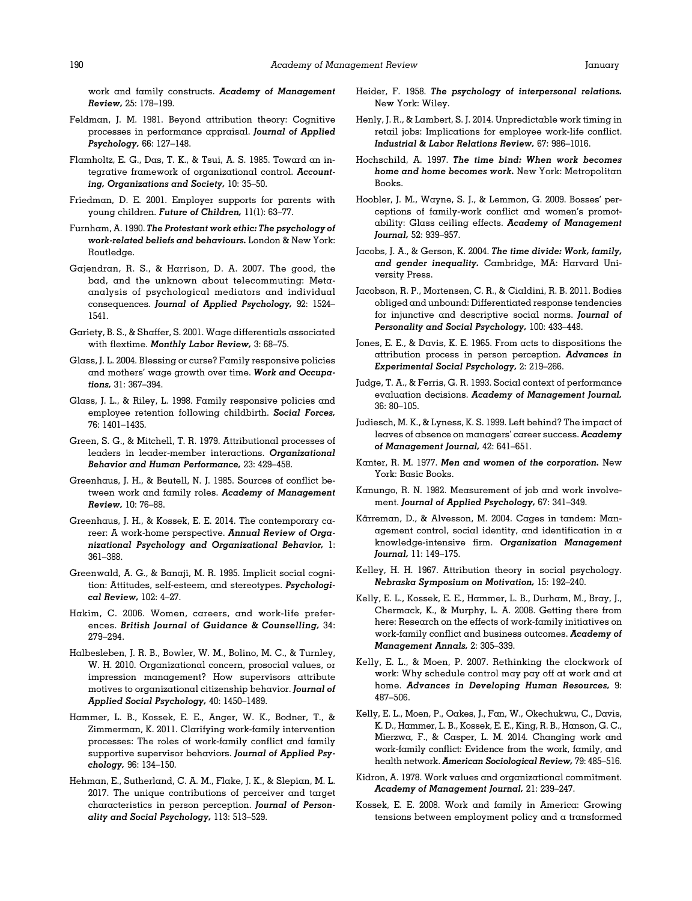work and family constructs. ***Academy of Management Review,*** 25: 178–199.

Feldman, J. M. 1981. Beyond attribution theory: Cognitive processes in performance appraisal. ***Journal of Applied Psychology,*** 66: 127–148.

Flamholtz, E. G., Das, T. K., & Tsui, A. S. 1985. Toward an integrative framework of organizational control. ***Accounting, Organizations and Society,*** 10: 35–50.

Friedman, D. E. 2001. Employer supports for parents with young children. ***Future of Children,*** 11(1): 63–77.

Furnham, A. 1990. ***The Protestant work ethic: The psychology of work-related beliefs and behaviours.*** London & New York: Routledge.

Gajendran, R. S., & Harrison, D. A. 2007. The good, the bad, and the unknown about telecommuting: Meta-analysis of psychological mediators and individual consequences. ***Journal of Applied Psychology,*** 92: 1524–1541.

Gariety, B. S., & Shaffer, S. 2001. Wage differentials associated with flextime. ***Monthly Labor Review,*** 3: 68–75.

Glass, J. L. 2004. Blessing or curse? Family responsive policies and mothers' wage growth over time. ***Work and Occupations,*** 31: 367–394.

Glass, J. L., & Riley, L. 1998. Family responsive policies and employee retention following childbirth. ***Social Forces,*** 76: 1401–1435.

Green, S. G., & Mitchell, T. R. 1979. Attributional processes of leaders in leader-member interactions. ***Organizational Behavior and Human Performance,*** 23: 429–458.

Greenhaus, J. H., & Beutell, N. J. 1985. Sources of conflict between work and family roles. ***Academy of Management Review,*** 10: 76–88.

Greenhaus, J. H., & Kossek, E. E. 2014. The contemporary career: A work-home perspective. ***Annual Review of Organizational Psychology and Organizational Behavior,*** 1: 361–388.

Greenwald, A. G., & Banaji, M. R. 1995. Implicit social cognition: Attitudes, self-esteem, and stereotypes. ***Psychological Review,*** 102: 4–27.

Hakim, C. 2006. Women, careers, and work-life preferences. ***British Journal of Guidance & Counselling,*** 34: 279–294.

Halbesleben, J. R. B., Bowler, W. M., Bolino, M. C., & Turnley, W. H. 2010. Organizational concern, prosocial values, or impression management? How supervisors attribute motives to organizational citizenship behavior. ***Journal of Applied Social Psychology,*** 40: 1450–1489.

Hammer, L. B., Kossek, E. E., Anger, W. K., Bodner, T., & Zimmerman, K. 2011. Clarifying work-family intervention processes: The roles of work-family conflict and family supportive supervisor behaviors. ***Journal of Applied Psychology,*** 96: 134–150.

Hehman, E., Sutherland, C. A. M., Flake, J. K., & Slepian, M. L. 2017. The unique contributions of perceiver and target characteristics in person perception. ***Journal of Personality and Social Psychology,*** 113: 513–529.

Heider, F. 1958. ***The psychology of interpersonal relations.*** New York: Wiley.

Henly, J. R., & Lambert, S. J. 2014. Unpredictable work timing in retail jobs: Implications for employee work-life conflict. ***Industrial & Labor Relations Review,*** 67: 986–1016.

Hochschild, A. 1997. ***The time bind: When work becomes home and home becomes work.*** New York: Metropolitan Books.

Hoobler, J. M., Wayne, S. J., & Lemmon, G. 2009. Bosses' perceptions of family-work conflict and women's promotability: Glass ceiling effects. ***Academy of Management Journal,*** 52: 939–957.

Jacobs, J. A., & Gerson, K. 2004. ***The time divide: Work, family, and gender inequality.*** Cambridge, MA: Harvard University Press.

Jacobson, R. P., Mortensen, C. R., & Cialdini, R. B. 2011. Bodies obliged and unbound: Differentiated response tendencies for injunctive and descriptive social norms. ***Journal of Personality and Social Psychology,*** 100: 433–448.

Jones, E. E., & Davis, K. E. 1965. From acts to dispositions the attribution process in person perception. ***Advances in Experimental Social Psychology,*** 2: 219–266.

Judge, T. A., & Ferris, G. R. 1993. Social context of performance evaluation decisions. ***Academy of Management Journal,*** 36: 80–105.

Judiesch, M. K., & Lyness, K. S. 1999. Left behind? The impact of leaves of absence on managers' career success. ***Academy of Management Journal,*** 42: 641–651.

Kanter, R. M. 1977. ***Men and women of the corporation.*** New York: Basic Books.

Kanungo, R. N. 1982. Measurement of job and work involvement. ***Journal of Applied Psychology,*** 67: 341–349.

Kärreman, D., & Alvesson, M. 2004. Cages in tandem: Management control, social identity, and identification in a knowledge-intensive firm. ***Organization Management Journal,*** 11: 149–175.

Kelley, H. H. 1967. Attribution theory in social psychology. ***Nebraska Symposium on Motivation,*** 15: 192–240.

Kelly, E. L., Kossek, E. E., Hammer, L. B., Durham, M., Bray, J., Chermack, K., & Murphy, L. A. 2008. Getting there from here: Research on the effects of work-family initiatives on work-family conflict and business outcomes. ***Academy of Management Annals,*** 2: 305–339.

Kelly, E. L., & Moen, P. 2007. Rethinking the clockwork of work: Why schedule control may pay off at work and at home. ***Advances in Developing Human Resources,*** 9: 487–506.

Kelly, E. L., Moen, P., Oakes, J., Fan, W., Okechukwu, C., Davis, K. D., Hammer, L. B., Kossek, E. E., King, R. B., Hanson, G. C., Mierzwa, F., & Casper, L. M. 2014. Changing work and work-family conflict: Evidence from the work, family, and health network. ***American Sociological Review,*** 79: 485–516.

Kidron, A. 1978. Work values and organizational commitment. ***Academy of Management Journal,*** 21: 239–247.

Kossek, E. E. 2008. Work and family in America: Growing tensions between employment policy and a transformed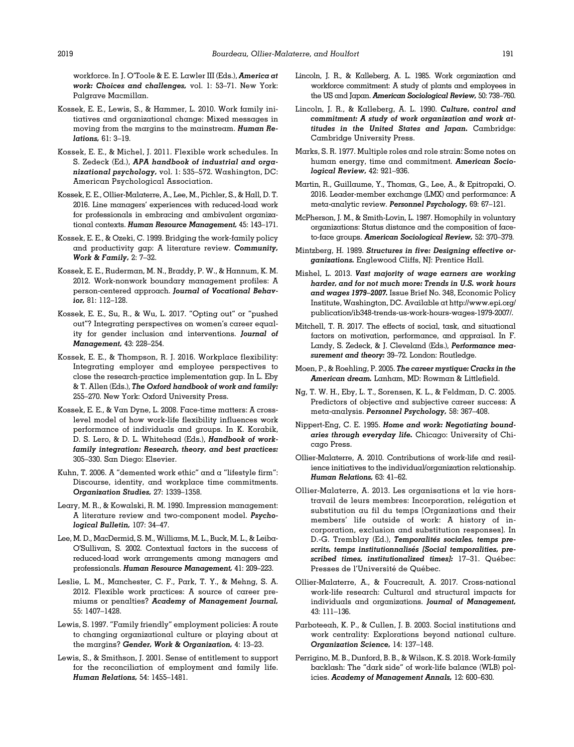workforce. In J. O'Toole & E. E. Lawler III (Eds.), ***America at work: Choices and challenges,*** vol. 1: 53–71. New York: Palgrave Macmillan.

Kossek, E. E., Lewis, S., & Hammer, L. 2010. Work family initiatives and organizational change: Mixed messages in moving from the margins to the mainstream. ***Human Relations,*** 61: 3–19.

Kossek, E. E., & Michel, J. 2011. Flexible work schedules. In S. Zedeck (Ed.), ***APA handbook of industrial and organizational psychology,*** vol. 1: 535–572. Washington, DC: American Psychological Association.

Kossek, E. E., Ollier-Malaterre, A., Lee, M., Pichler, S., & Hall, D. T. 2016. Line managers' experiences with reduced-load work for professionals in embracing and ambivalent organizational contexts. ***Human Resource Management,*** 45: 143–171.

Kossek, E. E., & Ozeki, C. 1999. Bridging the work-family policy and productivity gap: A literature review. ***Community, Work & Family,*** 2: 7–32.

Kossek, E. E., Ruderman, M. N., Braddy, P. W., & Hannum, K. M. 2012. Work-nonwork boundary management profiles: A person-centered approach. ***Journal of Vocational Behavior,*** 81: 112–128.

Kossek, E. E., Su, R., & Wu, L. 2017. "Opting out" or "pushed out"? Integrating perspectives on women's career equality for gender inclusion and interventions. ***Journal of Management,*** 43: 228–254.

Kossek, E. E., & Thompson, R. J. 2016. Workplace flexibility: Integrating employer and employee perspectives to close the research-practice implementation gap. In L. Eby & T. Allen (Eds.), ***The Oxford handbook of work and family:*** 255–270. New York: Oxford University Press.

Kossek, E. E., & Van Dyne, L. 2008. Face-time matters: A cross-level model of how work-life flexibility influences work performance of individuals and groups. In K. Korabik, D. S. Lero, & D. L. Whitehead (Eds.), ***Handbook of work-family integration: Research, theory, and best practices:*** 305–330. San Diego: Elsevier.

Kuhn, T. 2006. A "demented work ethic" and a "lifestyle firm": Discourse, identity, and workplace time commitments. ***Organization Studies,*** 27: 1339–1358.

Leary, M. R., & Kowalski, R. M. 1990. Impression management: A literature review and two-component model. ***Psychological Bulletin,*** 107: 34–47.

Lee, M. D., MacDermid, S. M., Williams, M. L., Buck, M. L., & Leiba-O'Sullivan, S. 2002. Contextual factors in the success of reduced-load work arrangements among managers and professionals. ***Human Resource Management,*** 41: 209–223.

Leslie, L. M., Manchester, C. F., Park, T. Y., & Mehng, S. A. 2012. Flexible work practices: A source of career premiums or penalties? ***Academy of Management Journal,*** 55: 1407–1428.

Lewis, S. 1997. "Family friendly" employment policies: A route to changing organizational culture or playing about at the margins? ***Gender, Work & Organization,*** 4: 13–23.

Lewis, S., & Smithson, J. 2001. Sense of entitlement to support for the reconciliation of employment and family life. ***Human Relations,*** 54: 1455–1481.

Lincoln, J. R., & Kalleberg, A. L. 1985. Work organization and workforce commitment: A study of plants and employees in the US and Japan. ***American Sociological Review,*** 50: 738–760.

Lincoln, J. R., & Kalleberg, A. L. 1990. ***Culture, control and commitment: A study of work organization and work attitudes in the United States and Japan.*** Cambridge: Cambridge University Press.

Marks, S. R. 1977. Multiple roles and role strain: Some notes on human energy, time and commitment. ***American Sociological Review,*** 42: 921–936.

Martin, R., Guillaume, Y., Thomas, G., Lee, A., & Epitropaki, O. 2016. Leader-member exchange (LMX) and performance: A meta-analytic review. ***Personnel Psychology,*** 69: 67–121.

McPherson, J. M., & Smith-Lovin, L. 1987. Homophily in voluntary organizations: Status distance and the composition of face-to-face groups. ***American Sociological Review,*** 52: 370–379.

Mintzberg, H. 1989. ***Structures in five: Designing effective organizations.*** Englewood Cliffs, NJ: Prentice Hall.

Mishel, L. 2013. ***Vast majority of wage earners are working harder, and for not much more: Trends in U.S. work hours and wages 1979–2007.*** Issue Brief No. 348, Economic Policy Institute, Washington, DC. Available at http://www.epi.org/publication/ib348-trends-us-work-hours-wages-1979-2007/.

Mitchell, T. R. 2017. The effects of social, task, and situational factors on motivation, performance, and appraisal. In F. Landy, S. Zedeck, & J. Cleveland (Eds.), ***Performance measurement and theory:*** 39–72. London: Routledge.

Moen, P., & Roehling, P. 2005. ***The career mystique: Cracks in the American dream.*** Lanham, MD: Rowman & Littlefield.

Ng, T. W. H., Eby, L. T., Sorensen, K. L., & Feldman, D. C. 2005. Predictors of objective and subjective career success: A meta-analysis. ***Personnel Psychology,*** 58: 367–408.

Nippert-Eng, C. E. 1995. ***Home and work: Negotiating boundaries through everyday life.*** Chicago: University of Chicago Press.

Ollier-Malaterre, A. 2010. Contributions of work-life and resilience initiatives to the individual/organization relationship. ***Human Relations,*** 63: 41–62.

Ollier-Malaterre, A. 2013. Les organisations et la vie hors-travail de leurs membres: Incorporation, relégation et substitution au fil du temps [Organizations and their members' life outside of work: A history of incorporation, exclusion and substitution responses]. In D.-G. Tremblay (Ed.), ***Temporalités sociales, temps prescrits, temps institutionnalisés [Social temporalities, prescribed times, institutionalized times]:*** 17–31. Québec: Presses de l'Université de Québec.

Ollier-Malaterre, A., & Foucreault, A. 2017. Cross-national work-life research: Cultural and structural impacts for individuals and organizations. ***Journal of Management,*** 43: 111–136.

Parboteeah, K. P., & Cullen, J. B. 2003. Social institutions and work centrality: Explorations beyond national culture. ***Organization Science,*** 14: 137–148.

Perrigino, M. B., Dunford, B. B., & Wilson, K. S. 2018. Work-family backlash: The "dark side" of work-life balance (WLB) policies. ***Academy of Management Annals,*** 12: 600–630.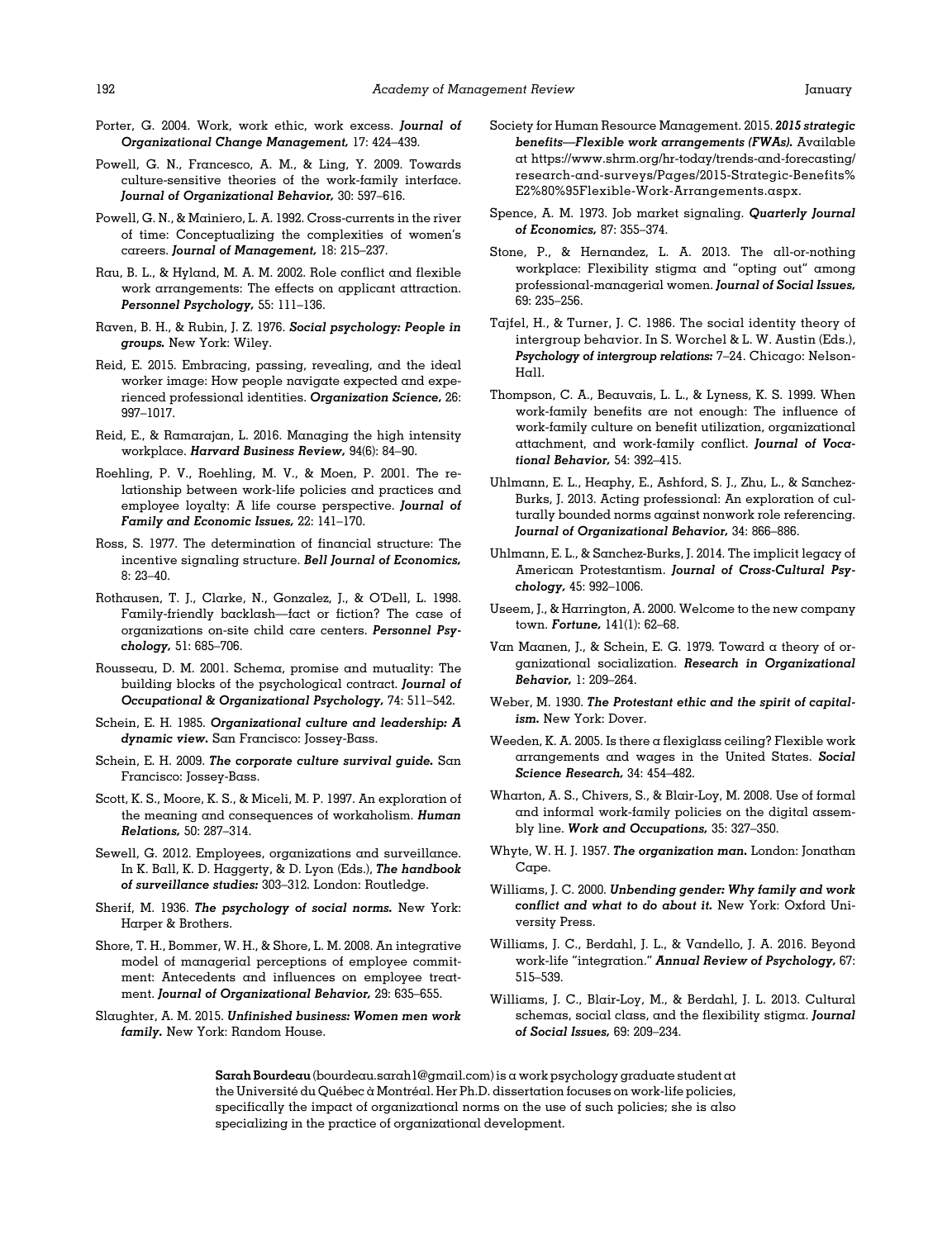Porter, G. 2004. Work, work ethic, work excess. ***Journal of Organizational Change Management,*** 17: 424–439.

Powell, G. N., Francesco, A. M., & Ling, Y. 2009. Towards culture-sensitive theories of the work-family interface. ***Journal of Organizational Behavior,*** 30: 597–616.

Powell, G. N., & Mainiero, L. A. 1992. Cross-currents in the river of time: Conceptualizing the complexities of women's careers. ***Journal of Management,*** 18: 215–237.

Rau, B. L., & Hyland, M. A. M. 2002. Role conflict and flexible work arrangements: The effects on applicant attraction. ***Personnel Psychology,*** 55: 111–136.

Raven, B. H., & Rubin, J. Z. 1976. ***Social psychology: People in groups.*** New York: Wiley.

Reid, E. 2015. Embracing, passing, revealing, and the ideal worker image: How people navigate expected and experienced professional identities. ***Organization Science,*** 26: 997–1017.

Reid, E., & Ramarajan, L. 2016. Managing the high intensity workplace. ***Harvard Business Review,*** 94(6): 84–90.

Roehling, P. V., Roehling, M. V., & Moen, P. 2001. The relationship between work-life policies and practices and employee loyalty: A life course perspective. ***Journal of Family and Economic Issues,*** 22: 141–170.

Ross, S. 1977. The determination of financial structure: The incentive signaling structure. ***Bell Journal of Economics,*** 8: 23–40.

Rothausen, T. J., Clarke, N., Gonzalez, J., & O'Dell, L. 1998. Family-friendly backlash—fact or fiction? The case of organizations on-site child care centers. ***Personnel Psychology,*** 51: 685–706.

Rousseau, D. M. 2001. Schema, promise and mutuality: The building blocks of the psychological contract. ***Journal of Occupational & Organizational Psychology,*** 74: 511–542.

Schein, E. H. 1985. ***Organizational culture and leadership: A dynamic view.*** San Francisco: Jossey-Bass.

Schein, E. H. 2009. ***The corporate culture survival guide.*** San Francisco: Jossey-Bass.

Scott, K. S., Moore, K. S., & Miceli, M. P. 1997. An exploration of the meaning and consequences of workaholism. ***Human Relations,*** 50: 287–314.

Sewell, G. 2012. Employees, organizations and surveillance. In K. Ball, K. D. Haggerty, & D. Lyon (Eds.), ***The handbook of surveillance studies:*** 303–312. London: Routledge.

Sherif, M. 1936. ***The psychology of social norms.*** New York: Harper & Brothers.

Shore, T. H., Bommer, W. H., & Shore, L. M. 2008. An integrative model of managerial perceptions of employee commitment: Antecedents and influences on employee treatment. ***Journal of Organizational Behavior,*** 29: 635–655.

Slaughter, A. M. 2015. ***Unfinished business: Women men work family.*** New York: Random House.

Society for Human Resource Management. 2015. ***2015 strategic benefits—Flexible work arrangements (FWAs).*** Available at https://www.shrm.org/hr-today/trends-and-forecasting/research-and-surveys/Pages/2015-Strategic-Benefits%E2%80%95Flexible-Work-Arrangements.aspx.

Spence, A. M. 1973. Job market signaling. ***Quarterly Journal of Economics,*** 87: 355–374.

Stone, P., & Hernandez, L. A. 2013. The all-or-nothing workplace: Flexibility stigma and "opting out" among professional-managerial women. ***Journal of Social Issues,*** 69: 235–256.

Tajfel, H., & Turner, J. C. 1986. The social identity theory of intergroup behavior. In S. Worchel & L. W. Austin (Eds.), ***Psychology of intergroup relations:*** 7–24. Chicago: Nelson-Hall.

Thompson, C. A., Beauvais, L. L., & Lyness, K. S. 1999. When work-family benefits are not enough: The influence of work-family culture on benefit utilization, organizational attachment, and work-family conflict. ***Journal of Vocational Behavior,*** 54: 392–415.

Uhlmann, E. L., Heaphy, E., Ashford, S. J., Zhu, L., & Sanchez-Burks, J. 2013. Acting professional: An exploration of culturally bounded norms against nonwork role referencing. ***Journal of Organizational Behavior,*** 34: 866–886.

Uhlmann, E. L., & Sanchez-Burks, J. 2014. The implicit legacy of American Protestantism. ***Journal of Cross-Cultural Psychology,*** 45: 992–1006.

Useem, J., & Harrington, A. 2000. Welcome to the new company town. ***Fortune,*** 141(1): 62–68.

Van Maanen, J., & Schein, E. G. 1979. Toward a theory of organizational socialization. ***Research in Organizational Behavior,*** 1: 209–264.

Weber, M. 1930. ***The Protestant ethic and the spirit of capitalism.*** New York: Dover.

Weeden, K. A. 2005. Is there a flexiglass ceiling? Flexible work arrangements and wages in the United States. ***Social Science Research,*** 34: 454–482.

Wharton, A. S., Chivers, S., & Blair-Loy, M. 2008. Use of formal and informal work-family policies on the digital assembly line. ***Work and Occupations,*** 35: 327–350.

Whyte, W. H. J. 1957. ***The organization man.*** London: Jonathan Cape.

Williams, J. C. 2000. ***Unbending gender: Why family and work conflict and what to do about it.*** New York: Oxford University Press.

Williams, J. C., Berdahl, J. L., & Vandello, J. A. 2016. Beyond work-life "integration." ***Annual Review of Psychology,*** 67: 515–539.

Williams, J. C., Blair-Loy, M., & Berdahl, J. L. 2013. Cultural schemas, social class, and the flexibility stigma. ***Journal of Social Issues,*** 69: 209–234.

**Sarah Bourdeau** (bourdeau.sarah1@gmail.com) is a work psychology graduate student at the Université du Québec à Montréal. Her Ph.D. dissertation focuses on work-life policies, specifically the impact of organizational norms on the use of such policies; she is also specializing in the practice of organizational development.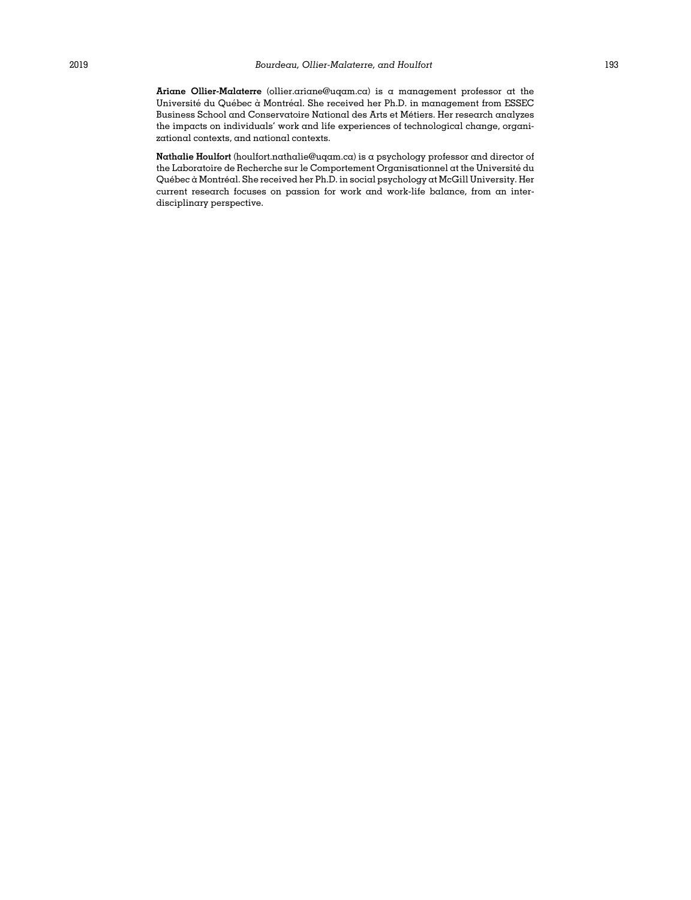**Ariane Ollier-Malaterre** (ollier.ariane@uqam.ca) is a management professor at the Université du Québec à Montréal. She received her Ph.D. in management from ESSEC Business School and Conservatoire National des Arts et Métiers. Her research analyzes the impacts on individuals' work and life experiences of technological change, organizational contexts, and national contexts.

**Nathalie Houlfort** (houlfort.nathalie@uqam.ca) is a psychology professor and director of the Laboratoire de Recherche sur le Comportement Organisationnel at the Université du Québec à Montréal. She received her Ph.D. in social psychology at McGill University. Her current research focuses on passion for work and work-life balance, from an interdisciplinary perspective.